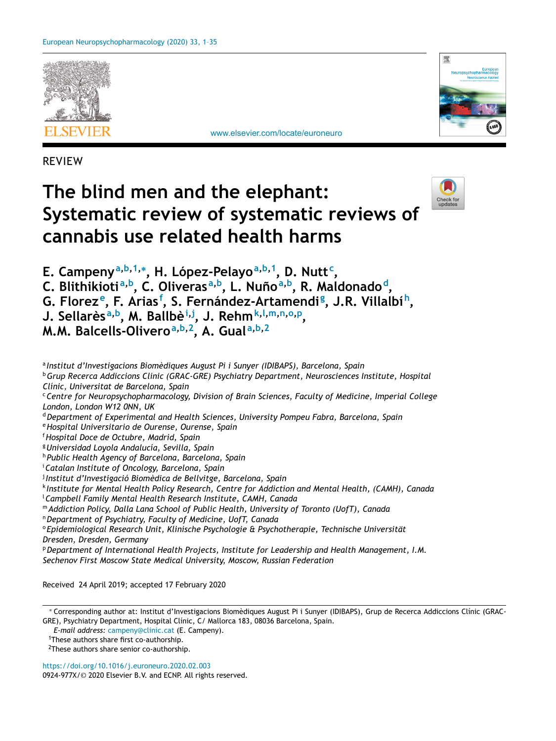REVIEW

# The blind men and the elephant: Systematic review of systematic reviews of cannabis use related health harms

**E. Campeny[a,b,1,*], H. López-Pelayo[a,b,1], D. Nutt[c], C. Blithikioti[a,b], C. Oliveras[a,b], L. Nuño[a,b], R. Maldonado[d], G. Florez[e], F. Arias[f], S. Fernández-Artamendi[g], J.R. Villalbí[h], J. Sellarès[a,b], M. Ballbè[i,j], J. Rehm[k,l,m,n,o,p], M.M. Balcells-Olivero[a,b,2], A. Gual[a,b,2]**

[a] *Institut d'Investigacions Biomèdiques August Pi i Sunyer (IDIBAPS), Barcelona, Spain*
[b] *Grup Recerca Addiccions Clínic (GRAC-GRE) Psychiatry Department, Neurosciences Institute, Hospital Clínic, Universitat de Barcelona, Spain*
[c] *Centre for Neuropsychopharmacology, Division of Brain Sciences, Faculty of Medicine, Imperial College London, London W12 0NN, UK*
[d] *Department of Experimental and Health Sciences, University Pompeu Fabra, Barcelona, Spain*
[e] *Hospital Universitario de Ourense, Ourense, Spain*
[f] *Hospital Doce de Octubre, Madrid, Spain*
[g] *Universidad Loyola Andalucía, Sevilla, Spain*
[h] *Public Health Agency of Barcelona, Barcelona, Spain*
[i] *Catalan Institute of Oncology, Barcelona, Spain*
[j] *Institut d'Investigació Biomèdica de Bellvitge, Barcelona, Spain*
[k] *Institute for Mental Health Policy Research, Centre for Addiction and Mental Health, (CAMH), Canada*
[l] *Campbell Family Mental Health Research Institute, CAMH, Canada*
[m] *Addiction Policy, Dalla Lana School of Public Health, University of Toronto (UofT), Canada*
[n] *Department of Psychiatry, Faculty of Medicine, UofT, Canada*
[o] *Epidemiological Research Unit, Klinische Psychologie & Psychotherapie, Technische Universität Dresden, Dresden, Germany*
[p] *Department of International Health Projects, Institute for Leadership and Health Management, I.M. Sechenov First Moscow State Medical University, Moscow, Russian Federation*

Received 24 April 2019; accepted 17 February 2020

\* Corresponding author at: Institut d'Investigacions Biomèdiques August Pi i Sunyer (IDIBAPS), Grup de Recerca Addiccions Clínic (GRAC-GRE), Psychiatry Department, Hospital Clínic, C/ Mallorca 183, 08036 Barcelona, Spain.
*E-mail address:* campeny@clinic.cat (E. Campeny).
[1] These authors share first co-authorship.
[2] These authors share senior co-authorship.

https://doi.org/10.1016/j.euroneuro.2020.02.003
0924-977X/© 2020 Elsevier B.V. and ECNP. All rights reserved.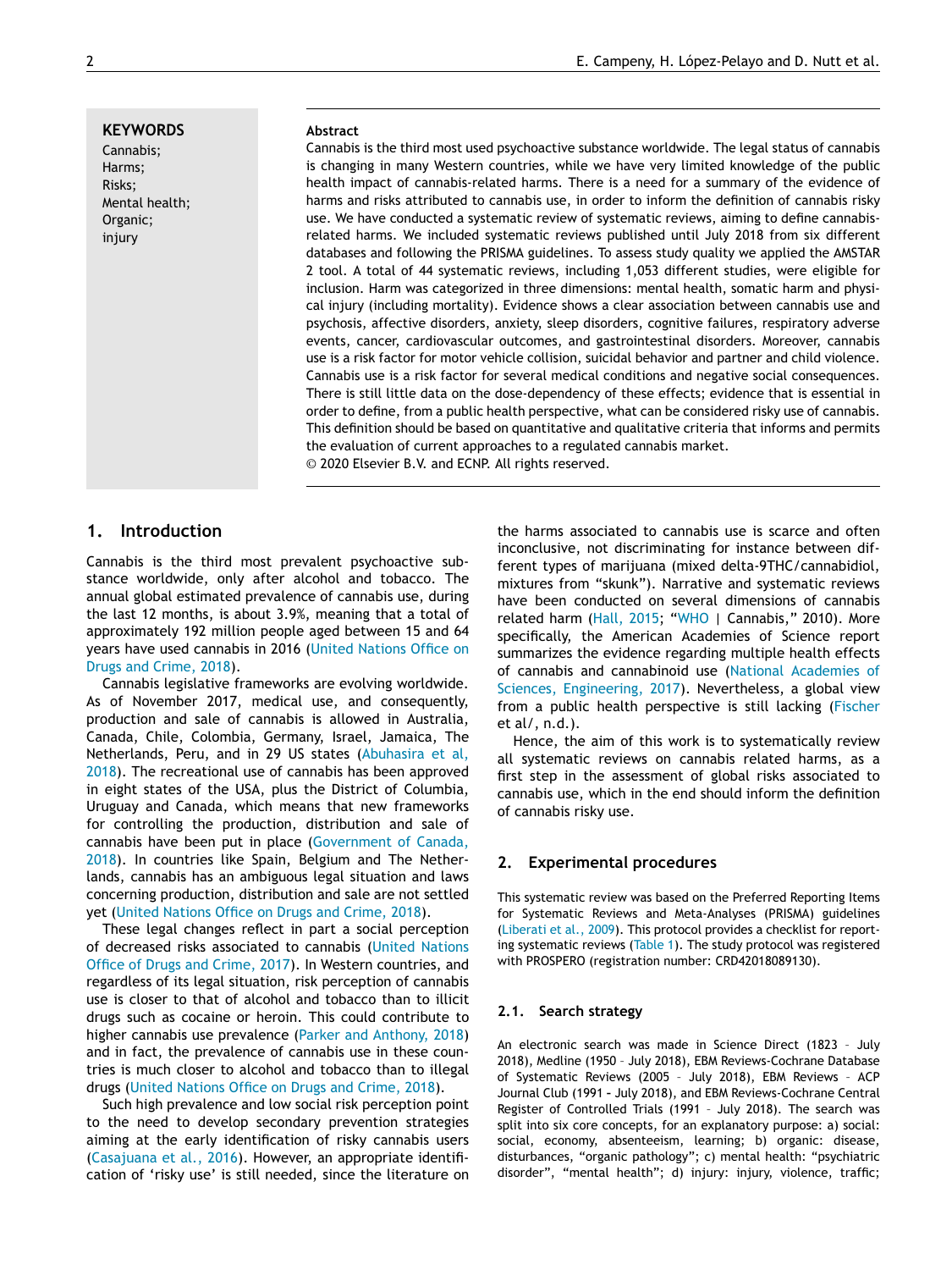**KEYWORDS**
Cannabis;
Harms;
Risks;
Mental health;
Organic;
injury

**Abstract**

Cannabis is the third most used psychoactive substance worldwide. The legal status of cannabis is changing in many Western countries, while we have very limited knowledge of the public health impact of cannabis-related harms. There is a need for a summary of the evidence of harms and risks attributed to cannabis use, in order to inform the definition of cannabis risky use. We have conducted a systematic review of systematic reviews, aiming to define cannabis-related harms. We included systematic reviews published until July 2018 from six different databases and following the PRISMA guidelines. To assess study quality we applied the AMSTAR 2 tool. A total of 44 systematic reviews, including 1,053 different studies, were eligible for inclusion. Harm was categorized in three dimensions: mental health, somatic harm and physical injury (including mortality). Evidence shows a clear association between cannabis use and psychosis, affective disorders, anxiety, sleep disorders, cognitive failures, respiratory adverse events, cancer, cardiovascular outcomes, and gastrointestinal disorders. Moreover, cannabis use is a risk factor for motor vehicle collision, suicidal behavior and partner and child violence. Cannabis use is a risk factor for several medical conditions and negative social consequences. There is still little data on the dose-dependency of these effects; evidence that is essential in order to define, from a public health perspective, what can be considered risky use of cannabis. This definition should be based on quantitative and qualitative criteria that informs and permits the evaluation of current approaches to a regulated cannabis market.

© 2020 Elsevier B.V. and ECNP. All rights reserved.

## 1. Introduction

Cannabis is the third most prevalent psychoactive substance worldwide, only after alcohol and tobacco. The annual global estimated prevalence of cannabis use, during the last 12 months, is about 3.9%, meaning that a total of approximately 192 million people aged between 15 and 64 years have used cannabis in 2016 (United Nations Office on Drugs and Crime, 2018).

Cannabis legislative frameworks are evolving worldwide. As of November 2017, medical use, and consequently, production and sale of cannabis is allowed in Australia, Canada, Chile, Colombia, Germany, Israel, Jamaica, The Netherlands, Peru, and in 29 US states (Abuhasira et al, 2018). The recreational use of cannabis has been approved in eight states of the USA, plus the District of Columbia, Uruguay and Canada, which means that new frameworks for controlling the production, distribution and sale of cannabis have been put in place (Government of Canada, 2018). In countries like Spain, Belgium and The Netherlands, cannabis has an ambiguous legal situation and laws concerning production, distribution and sale are not settled yet (United Nations Office on Drugs and Crime, 2018).

These legal changes reflect in part a social perception of decreased risks associated to cannabis (United Nations Office of Drugs and Crime, 2017). In Western countries, and regardless of its legal situation, risk perception of cannabis use is closer to that of alcohol and tobacco than to illicit drugs such as cocaine or heroin. This could contribute to higher cannabis use prevalence (Parker and Anthony, 2018) and in fact, the prevalence of cannabis use in these countries is much closer to alcohol and tobacco than to illegal drugs (United Nations Office on Drugs and Crime, 2018).

Such high prevalence and low social risk perception point to the need to develop secondary prevention strategies aiming at the early identification of risky cannabis users (Casajuana et al., 2016). However, an appropriate identification of 'risky use' is still needed, since the literature on the harms associated to cannabis use is scarce and often inconclusive, not discriminating for instance between different types of marijuana (mixed delta-9THC/cannabidiol, mixtures from "skunk"). Narrative and systematic reviews have been conducted on several dimensions of cannabis related harm (Hall, 2015; "WHO | Cannabis," 2010). More specifically, the American Academies of Science report summarizes the evidence regarding multiple health effects of cannabis and cannabinoid use (National Academies of Sciences, Engineering, 2017). Nevertheless, a global view from a public health perspective is still lacking (Fischer et al/, n.d.).

Hence, the aim of this work is to systematically review all systematic reviews on cannabis related harms, as a first step in the assessment of global risks associated to cannabis use, which in the end should inform the definition of cannabis risky use.

## 2. Experimental procedures

This systematic review was based on the Preferred Reporting Items for Systematic Reviews and Meta-Analyses (PRISMA) guidelines (Liberati et al., 2009). This protocol provides a checklist for reporting systematic reviews (Table 1). The study protocol was registered with PROSPERO (registration number: CRD42018089130).

### 2.1. Search strategy

An electronic search was made in Science Direct (1823 – July 2018), Medline (1950 – July 2018), EBM Reviews-Cochrane Database of Systematic Reviews (2005 – July 2018), EBM Reviews – ACP Journal Club (1991 - July 2018), and EBM Reviews-Cochrane Central Register of Controlled Trials (1991 – July 2018). The search was split into six core concepts, for an explanatory purpose: a) social: social, economy, absenteeism, learning; b) organic: disease, disturbances, "organic pathology"; c) mental health: "psychiatric disorder", "mental health"; d) injury: injury, violence, traffic;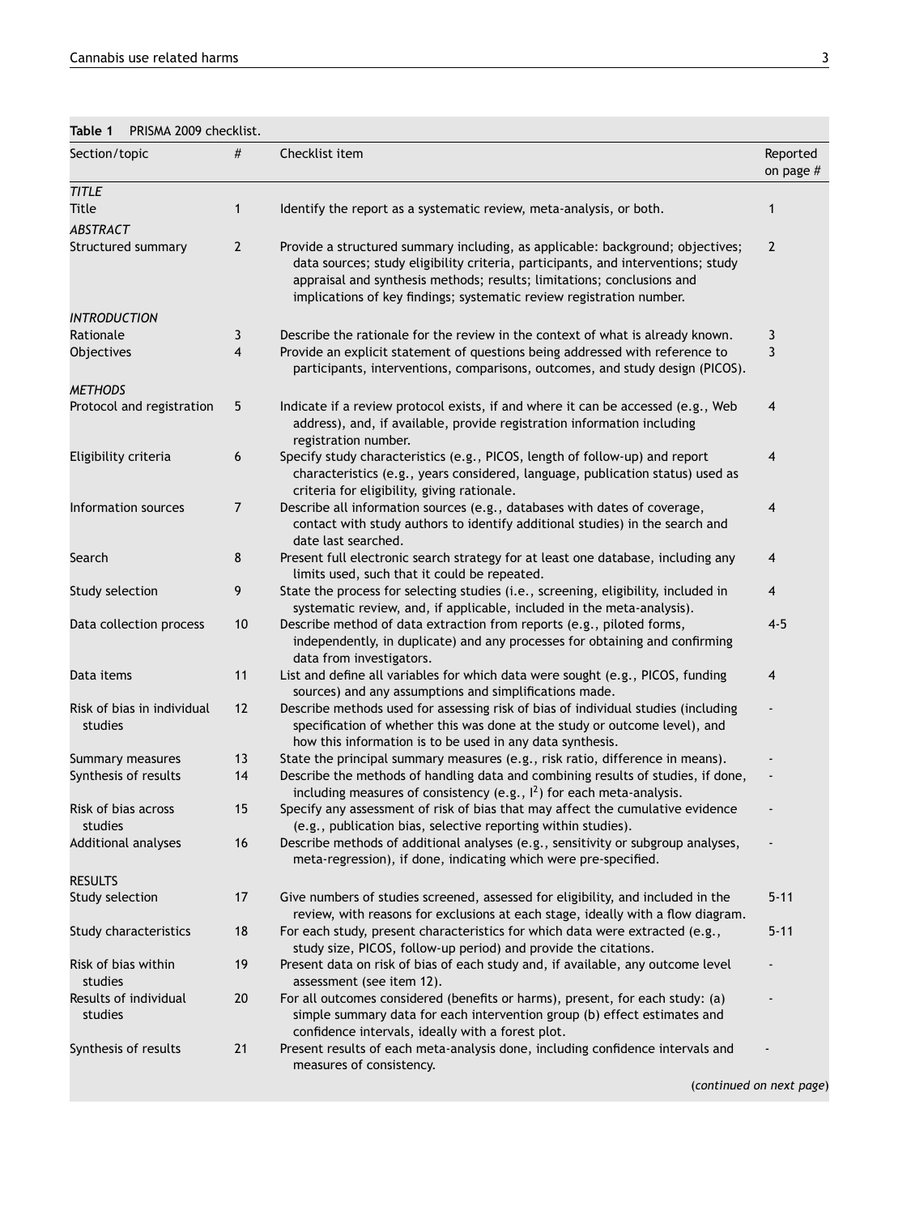**Table 1** PRISMA 2009 checklist.

| Section/topic | # | Checklist item | Reported on page # |
|---|---|---|---|
| *TITLE* | | | |
| Title | 1 | Identify the report as a systematic review, meta-analysis, or both. | 1 |
| *ABSTRACT* | | | |
| Structured summary | 2 | Provide a structured summary including, as applicable: background; objectives; data sources; study eligibility criteria, participants, and interventions; study appraisal and synthesis methods; results; limitations; conclusions and implications of key findings; systematic review registration number. | 2 |
| *INTRODUCTION* | | | |
| Rationale | 3 | Describe the rationale for the review in the context of what is already known. | 3 |
| Objectives | 4 | Provide an explicit statement of questions being addressed with reference to participants, interventions, comparisons, outcomes, and study design (PICOS). | 3 |
| *METHODS* | | | |
| Protocol and registration | 5 | Indicate if a review protocol exists, if and where it can be accessed (e.g., Web address), and, if available, provide registration information including registration number. | 4 |
| Eligibility criteria | 6 | Specify study characteristics (e.g., PICOS, length of follow-up) and report characteristics (e.g., years considered, language, publication status) used as criteria for eligibility, giving rationale. | 4 |
| Information sources | 7 | Describe all information sources (e.g., databases with dates of coverage, contact with study authors to identify additional studies) in the search and date last searched. | 4 |
| Search | 8 | Present full electronic search strategy for at least one database, including any limits used, such that it could be repeated. | 4 |
| Study selection | 9 | State the process for selecting studies (i.e., screening, eligibility, included in systematic review, and, if applicable, included in the meta-analysis). | 4 |
| Data collection process | 10 | Describe method of data extraction from reports (e.g., piloted forms, independently, in duplicate) and any processes for obtaining and confirming data from investigators. | 4-5 |
| Data items | 11 | List and define all variables for which data were sought (e.g., PICOS, funding sources) and any assumptions and simplifications made. | 4 |
| Risk of bias in individual studies | 12 | Describe methods used for assessing risk of bias of individual studies (including specification of whether this was done at the study or outcome level), and how this information is to be used in any data synthesis. | - |
| Summary measures | 13 | State the principal summary measures (e.g., risk ratio, difference in means). | - |
| Synthesis of results | 14 | Describe the methods of handling data and combining results of studies, if done, including measures of consistency (e.g., $I^2$) for each meta-analysis. | - |
| Risk of bias across studies | 15 | Specify any assessment of risk of bias that may affect the cumulative evidence (e.g., publication bias, selective reporting within studies). | - |
| Additional analyses | 16 | Describe methods of additional analyses (e.g., sensitivity or subgroup analyses, meta-regression), if done, indicating which were pre-specified. | - |
| RESULTS | | | |
| Study selection | 17 | Give numbers of studies screened, assessed for eligibility, and included in the review, with reasons for exclusions at each stage, ideally with a flow diagram. | 5-11 |
| Study characteristics | 18 | For each study, present characteristics for which data were extracted (e.g., study size, PICOS, follow-up period) and provide the citations. | 5-11 |
| Risk of bias within studies | 19 | Present data on risk of bias of each study and, if available, any outcome level assessment (see item 12). | - |
| Results of individual studies | 20 | For all outcomes considered (benefits or harms), present, for each study: (a) simple summary data for each intervention group (b) effect estimates and confidence intervals, ideally with a forest plot. | - |
| Synthesis of results | 21 | Present results of each meta-analysis done, including confidence intervals and measures of consistency. | - |

(*continued on next page*)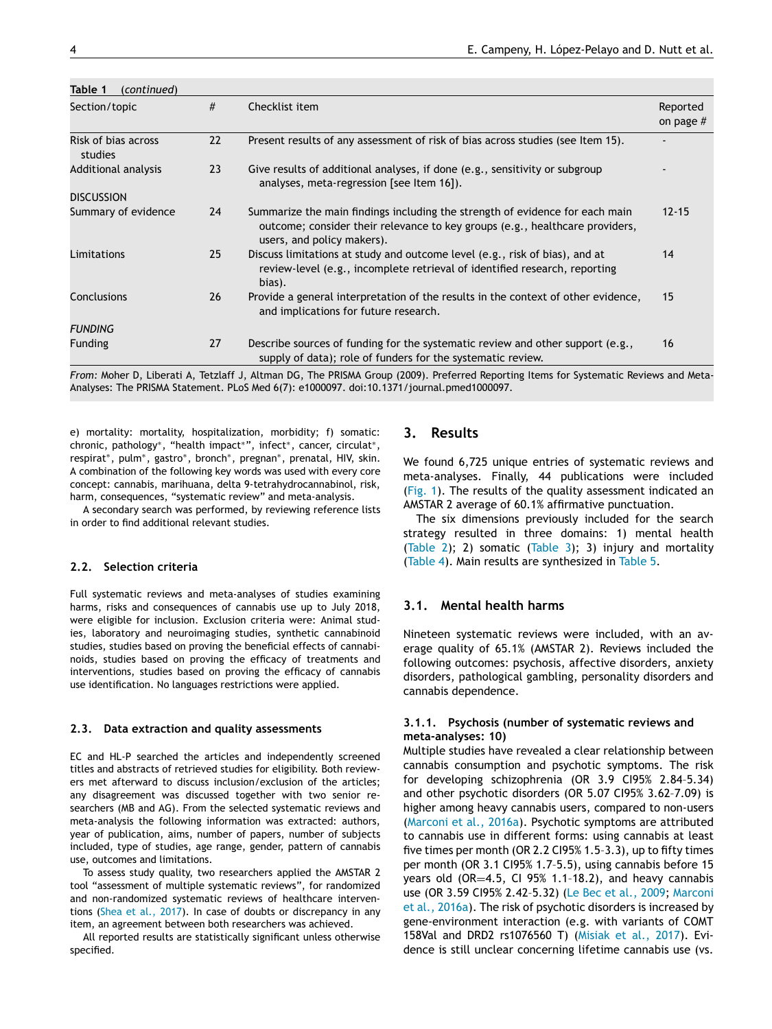**Table 1** (*continued*)

| Section/topic | # | Checklist item | Reported on page # |
|---|---|---|---|
| Risk of bias across studies | 22 | Present results of any assessment of risk of bias across studies (see Item 15). | - |
| Additional analysis | 23 | Give results of additional analyses, if done (e.g., sensitivity or subgroup analyses, meta-regression [see Item 16]). | - |
| DISCUSSION | | | |
| Summary of evidence | 24 | Summarize the main findings including the strength of evidence for each main outcome; consider their relevance to key groups (e.g., healthcare providers, users, and policy makers). | 12-15 |
| Limitations | 25 | Discuss limitations at study and outcome level (e.g., risk of bias), and at review-level (e.g., incomplete retrieval of identified research, reporting bias). | 14 |
| Conclusions | 26 | Provide a general interpretation of the results in the context of other evidence, and implications for future research. | 15 |
| *FUNDING* | | | |
| Funding | 27 | Describe sources of funding for the systematic review and other support (e.g., supply of data); role of funders for the systematic review. | 16 |

*From:* Moher D, Liberati A, Tetzlaff J, Altman DG, The PRISMA Group (2009). Preferred Reporting Items for Systematic Reviews and Meta-Analyses: The PRISMA Statement. PLoS Med 6(7): e1000097. doi:10.1371/journal.pmed1000097.

e) mortality: mortality, hospitalization, morbidity; f) somatic: chronic, pathology*, "health impact*", infect*, cancer, circulat*, respirat*, pulm*, gastro*, bronch*, pregnan*, prenatal, HIV, skin. A combination of the following key words was used with every core concept: cannabis, marihuana, delta 9-tetrahydrocannabinol, risk, harm, consequences, "systematic review" and meta-analysis.

A secondary search was performed, by reviewing reference lists in order to find additional relevant studies.

### 2.2. Selection criteria

Full systematic reviews and meta-analyses of studies examining harms, risks and consequences of cannabis use up to July 2018, were eligible for inclusion. Exclusion criteria were: Animal studies, laboratory and neuroimaging studies, synthetic cannabinoid studies, studies based on proving the beneficial effects of cannabinoids, studies based on proving the efficacy of treatments and interventions, studies based on proving the efficacy of cannabis use identification. No languages restrictions were applied.

### 2.3. Data extraction and quality assessments

EC and HL-P searched the articles and independently screened titles and abstracts of retrieved studies for eligibility. Both reviewers met afterward to discuss inclusion/exclusion of the articles; any disagreement was discussed together with two senior researchers (MB and AG). From the selected systematic reviews and meta-analysis the following information was extracted: authors, year of publication, aims, number of papers, number of subjects included, type of studies, age range, gender, pattern of cannabis use, outcomes and limitations.

To assess study quality, two researchers applied the AMSTAR 2 tool "assessment of multiple systematic reviews", for randomized and non-randomized systematic reviews of healthcare interventions (Shea et al., 2017). In case of doubts or discrepancy in any item, an agreement between both researchers was achieved.

All reported results are statistically significant unless otherwise specified.

## 3. Results

We found 6,725 unique entries of systematic reviews and meta-analyses. Finally, 44 publications were included (Fig. 1). The results of the quality assessment indicated an AMSTAR 2 average of 60.1% affirmative punctuation.

The six dimensions previously included for the search strategy resulted in three domains: 1) mental health (Table 2); 2) somatic (Table 3); 3) injury and mortality (Table 4). Main results are synthesized in Table 5.

### 3.1. Mental health harms

Nineteen systematic reviews were included, with an average quality of 65.1% (AMSTAR 2). Reviews included the following outcomes: psychosis, affective disorders, anxiety disorders, pathological gambling, personality disorders and cannabis dependence.

#### 3.1.1. Psychosis (number of systematic reviews and meta-analyses: 10)

Multiple studies have revealed a clear relationship between cannabis consumption and psychotic symptoms. The risk for developing schizophrenia (OR 3.9 CI95% 2.84–5.34) and other psychotic disorders (OR 5.07 CI95% 3.62–7.09) is higher among heavy cannabis users, compared to non-users (Marconi et al., 2016a). Psychotic symptoms are attributed to cannabis use in different forms: using cannabis at least five times per month (OR 2.2 CI95% 1.5–3.3), up to fifty times per month (OR 3.1 CI95% 1.7–5.5), using cannabis before 15 years old (OR=4.5, CI 95% 1.1–18.2), and heavy cannabis use (OR 3.59 CI95% 2.42–5.32) (Le Bec et al., 2009; Marconi et al., 2016a). The risk of psychotic disorders is increased by gene-environment interaction (e.g. with variants of COMT 158Val and DRD2 rs1076560 T) (Misiak et al., 2017). Evidence is still unclear concerning lifetime cannabis use (vs.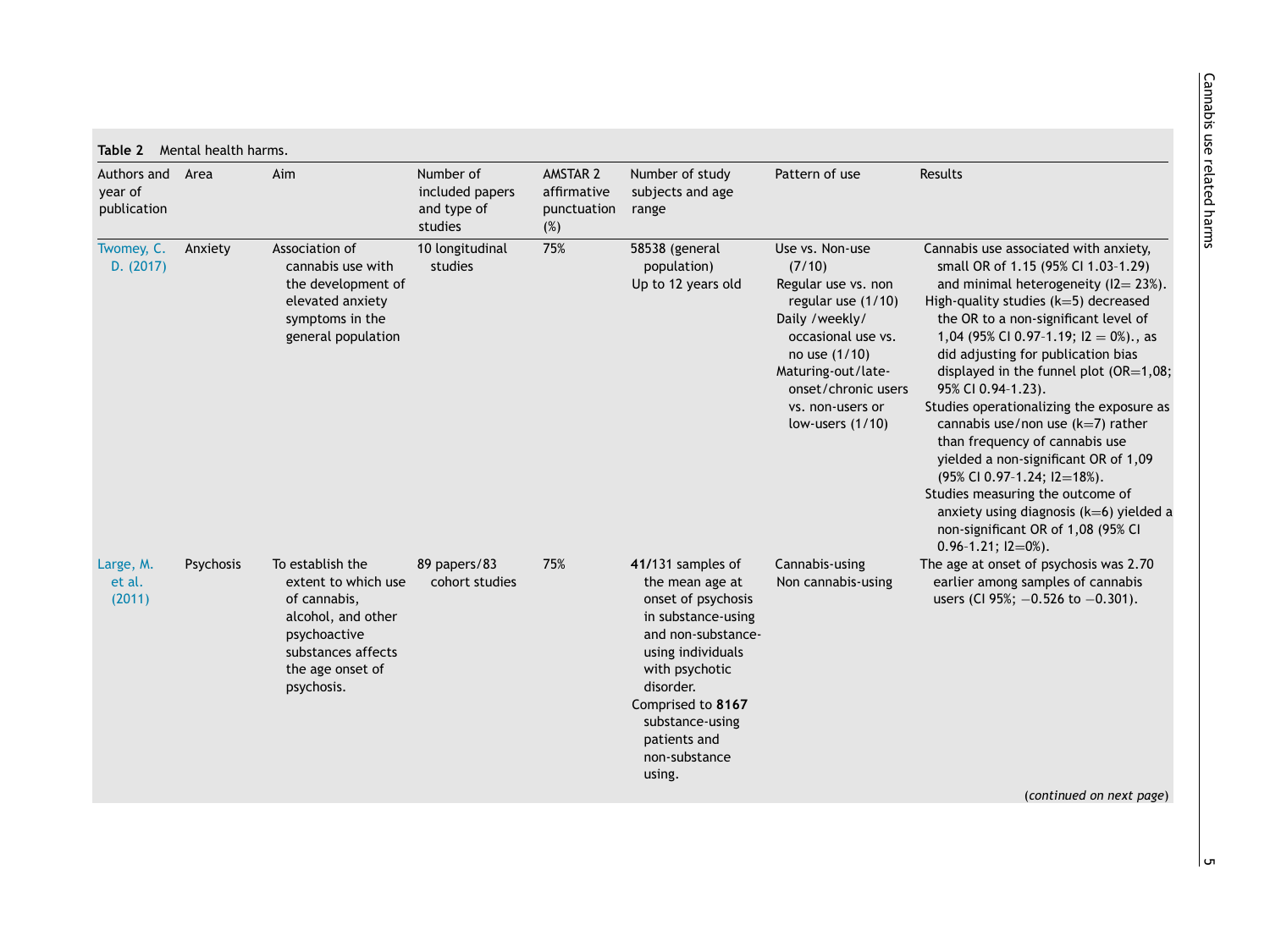**Table 2** Mental health harms.

| Authors and year of publication | Area | Aim | Number of included papers and type of studies | AMSTAR 2 affirmative punctuation (%) | Number of study subjects and age range | Pattern of use | Results |
|---|---|---|---|---|---|---|---|
| Twomey, C. D. (2017) | Anxiety | Association of cannabis use with the development of elevated anxiety symptoms in the general population | 10 longitudinal studies | 75% | 58538 (general population)<br>Up to 12 years old | Use vs. Non-use (7/10)<br>Regular use vs. non regular use (1/10)<br>Daily /weekly/ occasional use vs. no use (1/10)<br>Maturing-out/late-onset/chronic users vs. non-users or low-users (1/10) | Cannabis use associated with anxiety, small OR of 1.15 (95% CI 1.03-1.29) and minimal heterogeneity (I2= 23%).<br>High-quality studies (k=5) decreased the OR to a non-significant level of 1,04 (95% CI 0.97-1.19; I2 = 0%)., as did adjusting for publication bias displayed in the funnel plot (OR=1,08; 95% CI 0.94-1.23).<br>Studies operationalizing the exposure as cannabis use/non use (k=7) rather than frequency of cannabis use yielded a non-significant OR of 1,09 (95% CI 0.97-1.24; I2=18%).<br>Studies measuring the outcome of anxiety using diagnosis (k=6) yielded a non-significant OR of 1,08 (95% CI 0.96-1.21; I2=0%). |
| Large, M. et al. (2011) | Psychosis | To establish the extent to which use of cannabis, alcohol, and other psychoactive substances affects the age onset of psychosis. | 89 papers/83 cohort studies | 75% | **41**/131 samples of the mean age at onset of psychosis in substance-using and non-substance-using individuals with psychotic disorder.<br>Comprised to **8167** substance-using patients and non-substance using. | Cannabis-using<br>Non cannabis-using | The age at onset of psychosis was 2.70 earlier among samples of cannabis users (CI 95%; −0.526 to −0.301). |

(*continued on next page*)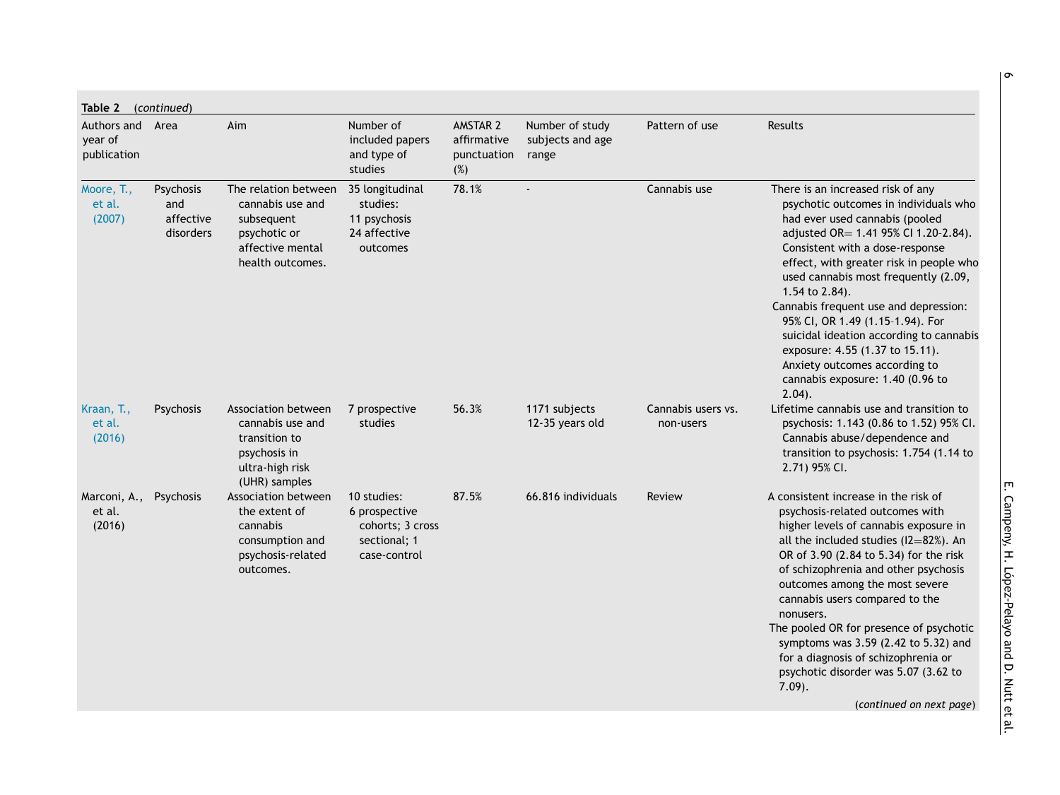**Table 2** *(continued)*

| Authors and year of publication | Area | Aim | Number of included papers and type of studies | AMSTAR 2 affirmative punctuation (%) | Number of study subjects and age range | Pattern of use | Results |
|---|---|---|---|---|---|---|---|
| Moore, T., et al. (2007) | Psychosis and affective disorders | The relation between cannabis use and subsequent psychotic or affective mental health outcomes. | 35 longitudinal studies: 11 psychosis 24 affective outcomes | 78.1% | - | Cannabis use | There is an increased risk of any psychotic outcomes in individuals who had ever used cannabis (pooled adjusted OR= 1.41 95% CI 1.20-2.84). Consistent with a dose-response effect, with greater risk in people who used cannabis most frequently (2.09, 1.54 to 2.84). Cannabis frequent use and depression: 95% CI, OR 1.49 (1.15-1.94). For suicidal ideation according to cannabis exposure: 4.55 (1.37 to 15.11). Anxiety outcomes according to cannabis exposure: 1.40 (0.96 to 2.04). |
| Kraan, T., et al. (2016) | Psychosis | Association between cannabis use and transition to psychosis in ultra-high risk (UHR) samples | 7 prospective studies | 56.3% | 1171 subjects 12-35 years old | Cannabis users vs. non-users | Lifetime cannabis use and transition to psychosis: 1.143 (0.86 to 1.52) 95% CI. Cannabis abuse/dependence and transition to psychosis: 1.754 (1.14 to 2.71) 95% CI. |
| Marconi, A., et al. (2016) | Psychosis | Association between the extent of cannabis consumption and psychosis-related outcomes. | 10 studies: 6 prospective cohorts; 3 cross sectional; 1 case-control | 87.5% | 66.816 individuals | Review | A consistent increase in the risk of psychosis-related outcomes with higher levels of cannabis exposure in all the included studies (I2=82%). An OR of 3.90 (2.84 to 5.34) for the risk of schizophrenia and other psychosis outcomes among the most severe cannabis users compared to the nonusers. The pooled OR for presence of psychotic symptoms was 3.59 (2.42 to 5.32) and for a diagnosis of schizophrenia or psychotic disorder was 5.07 (3.62 to 7.09). |

*(continued on next page)*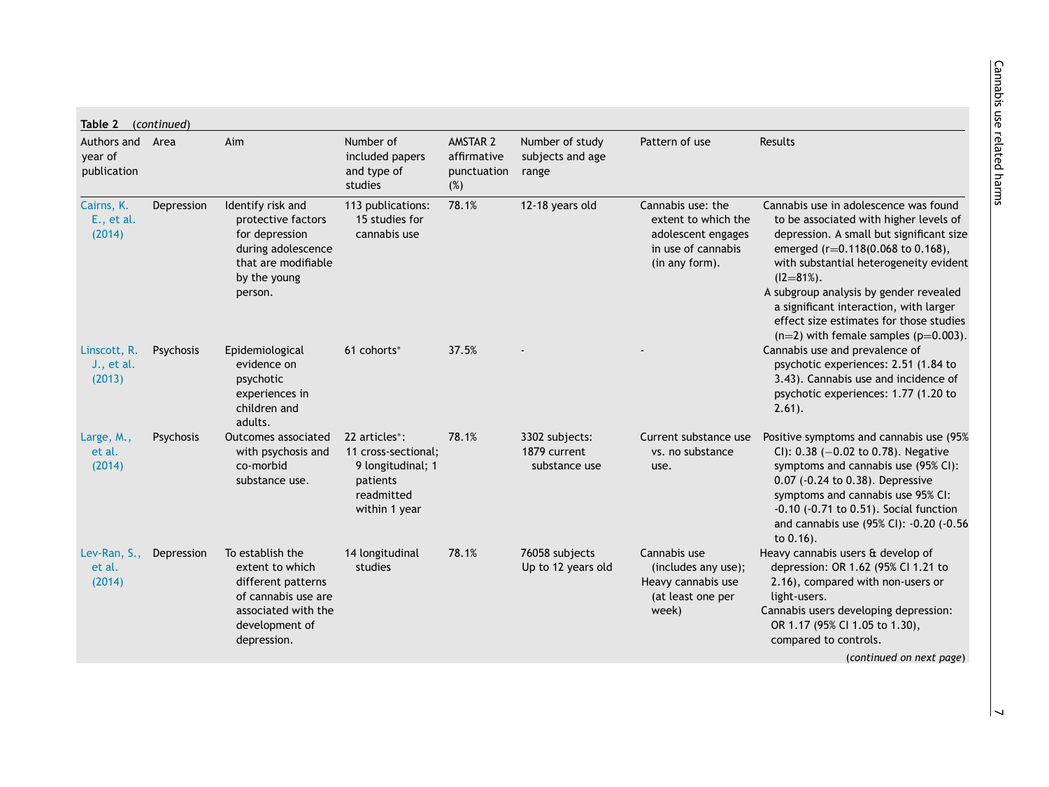**Table 2** *(continued)*

| Authors and year of publication | Area | Aim | Number of included papers and type of studies | AMSTAR 2 affirmative punctuation (%) | Number of study subjects and age range | Pattern of use | Results |
|---|---|---|---|---|---|---|---|
| Cairns, K. E., et al. (2014) | Depression | Identify risk and protective factors for depression during adolescence that are modifiable by the young person. | 113 publications: 15 studies for cannabis use | 78.1% | 12-18 years old | Cannabis use: the extent to which the adolescent engages in use of cannabis (in any form). | Cannabis use in adolescence was found to be associated with higher levels of depression. A small but significant size emerged (r=0.118(0.068 to 0.168), with substantial heterogeneity evident (I2=81%). A subgroup analysis by gender revealed a significant interaction, with larger effect size estimates for those studies (n=2) with female samples (p=0.003). |
| Linscott, R. J., et al. (2013) | Psychosis | Epidemiological evidence on psychotic experiences in children and adults. | 61 cohorts* | 37.5% | - | - | Cannabis use and prevalence of psychotic experiences: 2.51 (1.84 to 3.43). Cannabis use and incidence of psychotic experiences: 1.77 (1.20 to 2.61). |
| Large, M., et al. (2014) | Psychosis | Outcomes associated with psychosis and co-morbid substance use. | 22 articles*: 11 cross-sectional; 9 longitudinal; 1 patients readmitted within 1 year | 78.1% | 3302 subjects: 1879 current substance use | Current substance use vs. no substance use. | Positive symptoms and cannabis use (95% CI): 0.38 (−0.02 to 0.78). Negative symptoms and cannabis use (95% CI): 0.07 (-0.24 to 0.38). Depressive symptoms and cannabis use 95% CI: -0.10 (-0.71 to 0.51). Social function and cannabis use (95% CI): -0.20 (-0.56 to 0.16). |
| Lev-Ran, S., et al. (2014) | Depression | To establish the extent to which different patterns of cannabis use are associated with the development of depression. | 14 longitudinal studies | 78.1% | 76058 subjects Up to 12 years old | Cannabis use (includes any use); Heavy cannabis use (at least one per week) | Heavy cannabis users & develop of depression: OR 1.62 (95% CI 1.21 to 2.16), compared with non-users or light-users. Cannabis users developing depression: OR 1.17 (95% CI 1.05 to 1.30), compared to controls. |

*(continued on next page)*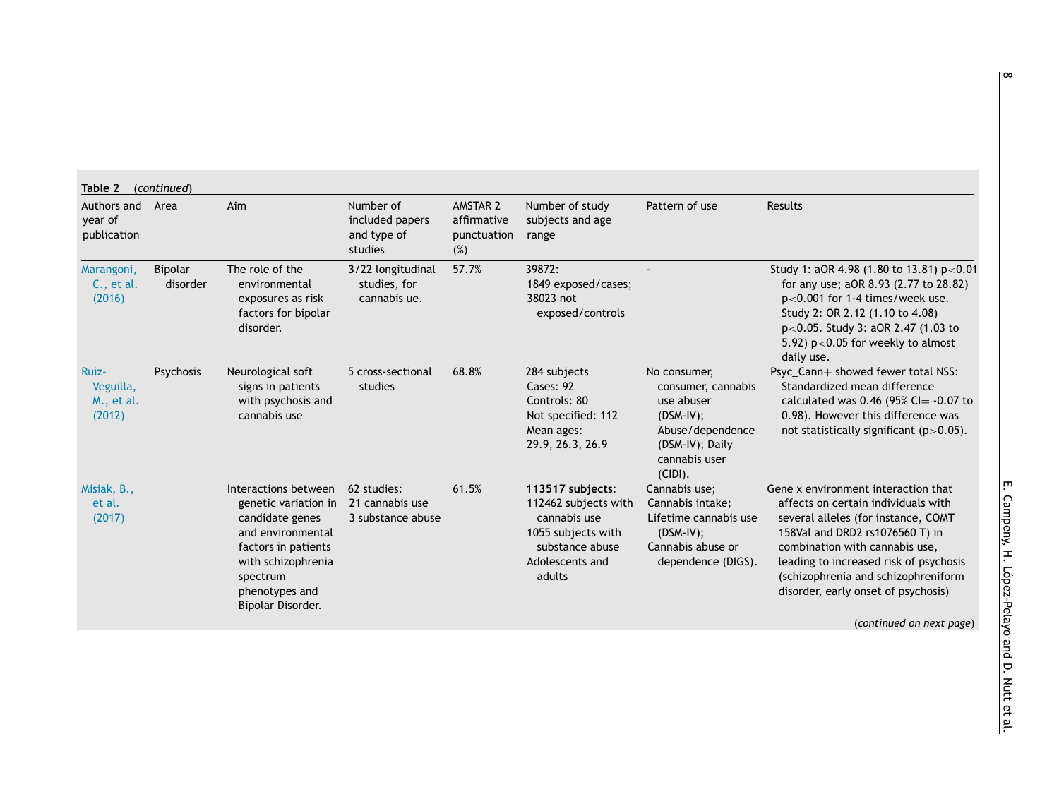**Table 2** (*continued*)

| Authors and year of publication | Area | Aim | Number of included papers and type of studies | AMSTAR 2 affirmative punctuation (%) | Number of study subjects and age range | Pattern of use | Results |
|---|---|---|---|---|---|---|---|
| Marangoni, C., et al. (2016) | Bipolar disorder | The role of the environmental exposures as risk factors for bipolar disorder. | **3**/22 longitudinal studies, for cannabis ue. | 57.7% | 39872: 1849 exposed/cases; 38023 not exposed/controls | - | Study 1: aOR 4.98 (1.80 to 13.81) $p<0.01$ for any use; aOR 8.93 (2.77 to 28.82) $p<0.001$ for 1-4 times/week use. Study 2: OR 2.12 (1.10 to 4.08) $p<0.05$. Study 3: aOR 2.47 (1.03 to 5.92) $p<0.05$ for weekly to almost daily use. |
| Ruiz-Veguilla, M., et al. (2012) | Psychosis | Neurological soft signs in patients with psychosis and cannabis use | 5 cross-sectional studies | 68.8% | 284 subjects Cases: 92 Controls: 80 Not specified: 112 Mean ages: 29.9, 26.3, 26.9 | No consumer, consumer, cannabis use abuser (DSM-IV); Abuse/dependence (DSM-IV); Daily cannabis user (CIDI). | Psyc_Cann+ showed fewer total NSS: Standardized mean difference calculated was 0.46 (95% CI= -0.07 to 0.98). However this difference was not statistically significant ($p>0.05$). |
| Misiak, B., et al. (2017) | | Interactions between genetic variation in candidate genes and environmental factors in patients with schizophrenia spectrum phenotypes and Bipolar Disorder. | 62 studies: 21 cannabis use 3 substance abuse | 61.5% | **113517 subjects**: 112462 subjects with cannabis use 1055 subjects with substance abuse Adolescents and adults | Cannabis use; Cannabis intake; Lifetime cannabis use (DSM-IV); Cannabis abuse or dependence (DIGS). | Gene x environment interaction that affects on certain individuals with several alleles (for instance, COMT 158Val and DRD2 rs1076560 T) in combination with cannabis use, leading to increased risk of psychosis (schizophrenia and schizophreniform disorder, early onset of psychosis) |

(*continued on next page*)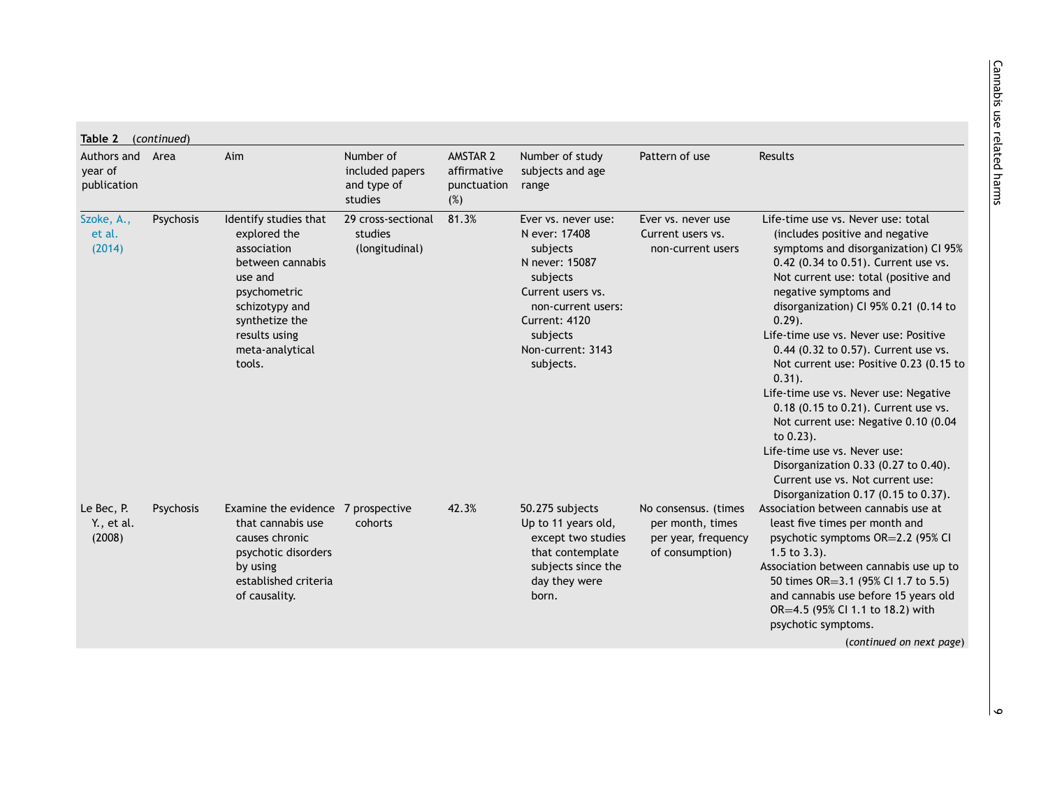**Table 2** *(continued)*

| Authors and year of publication | Area | Aim | Number of included papers and type of studies | AMSTAR 2 affirmative punctuation (%) | Number of study subjects and age range | Pattern of use | Results |
|---|---|---|---|---|---|---|---|
| Szoke, A., et al. (2014) | Psychosis | Identify studies that explored the association between cannabis use and psychometric schizotypy and synthetize the results using meta-analytical tools. | 29 cross-sectional studies (longitudinal) | 81.3% | Ever vs. never use: N ever: 17408 subjects N never: 15087 subjects Current users vs. non-current users: Current: 4120 subjects Non-current: 3143 subjects. | Ever vs. never use Current users vs. non-current users | Life-time use vs. Never use: total (includes positive and negative symptoms and disorganization) CI 95% 0.42 (0.34 to 0.51). Current use vs. Not current use: total (positive and negative symptoms and disorganization) CI 95% 0.21 (0.14 to 0.29). Life-time use vs. Never use: Positive 0.44 (0.32 to 0.57). Current use vs. Not current use: Positive 0.23 (0.15 to 0.31). Life-time use vs. Never use: Negative 0.18 (0.15 to 0.21). Current use vs. Not current use: Negative 0.10 (0.04 to 0.23). Life-time use vs. Never use: Disorganization 0.33 (0.27 to 0.40). Current use vs. Not current use: Disorganization 0.17 (0.15 to 0.37). |
| Le Bec, P. Y., et al. (2008) | Psychosis | Examine the evidence that cannabis use causes chronic psychotic disorders by using established criteria of causality. | 7 prospective cohorts | 42.3% | 50.275 subjects Up to 11 years old, except two studies that contemplate subjects since the day they were born. | No consensus. (times per month, times per year, frequency of consumption) | Association between cannabis use at least five times per month and psychotic symptoms OR=2.2 (95% CI 1.5 to 3.3). Association between cannabis use up to 50 times OR=3.1 (95% CI 1.7 to 5.5) and cannabis use before 15 years old OR=4.5 (95% CI 1.1 to 18.2) with psychotic symptoms. |

(*continued on next page*)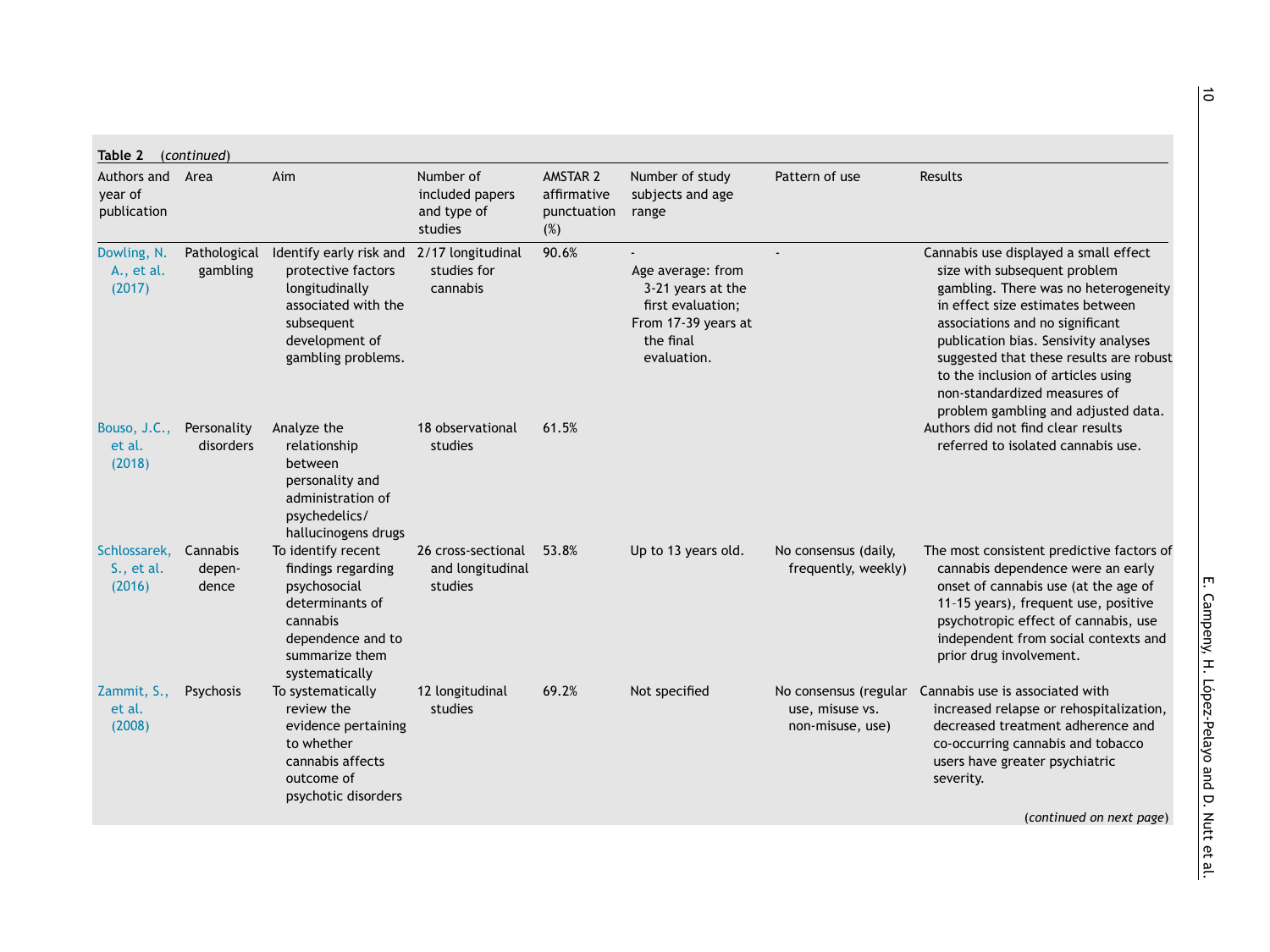**Table 2** (*continued*)

| Authors and year of publication | Area | Aim | Number of included papers and type of studies | AMSTAR 2 affirmative punctuation (%) | Number of study subjects and age range | Pattern of use | Results |
|---|---|---|---|---|---|---|---|
| Dowling, N. A., et al. (2017) | Pathological gambling | Identify early risk and protective factors longitudinally associated with the subsequent development of gambling problems. | 2/17 longitudinal studies for cannabis | 90.6% | - Age average: from 3-21 years at the first evaluation; From 17-39 years at the final evaluation. | - | Cannabis use displayed a small effect size with subsequent problem gambling. There was no heterogeneity in effect size estimates between associations and no significant publication bias. Sensitivity analyses suggested that these results are robust to the inclusion of articles using non-standardized measures of problem gambling and adjusted data. |
| Bouso, J.C., et al. (2018) | Personality disorders | Analyze the relationship between personality and administration of psychedelics/ hallucinogens drugs | 18 observational studies | 61.5% | | | Authors did not find clear results referred to isolated cannabis use. |
| Schlossarek, S., et al. (2016) | Cannabis dependence | To identify recent findings regarding psychosocial determinants of cannabis dependence and to summarize them systematically | 26 cross-sectional and longitudinal studies | 53.8% | Up to 13 years old. | No consensus (daily, frequently, weekly) | The most consistent predictive factors of cannabis dependence were an early onset of cannabis use (at the age of 11-15 years), frequent use, positive psychotropic effect of cannabis, use independent from social contexts and prior drug involvement. |
| Zammit, S., et al. (2008) | Psychosis | To systematically review the evidence pertaining to whether cannabis affects outcome of psychotic disorders | 12 longitudinal studies | 69.2% | Not specified | No consensus (regular use, misuse vs. non-misuse, use) | Cannabis use is associated with increased relapse or rehospitalization, decreased treatment adherence and co-occurring cannabis and tobacco users have greater psychiatric severity. |

(*continued on next page*)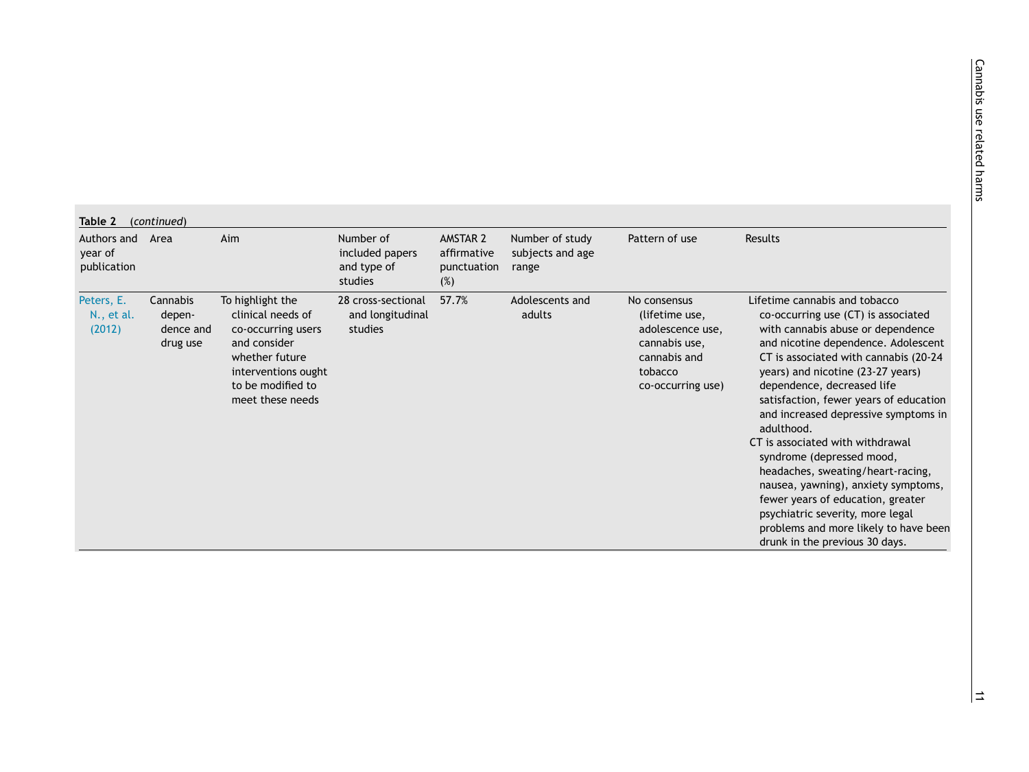**Table 2** (*continued*)

| Authors and year of publication | Area | Aim | Number of included papers and type of studies | AMSTAR 2 affirmative punctuation (%) | Number of study subjects and age range | Pattern of use | Results |
|---|---|---|---|---|---|---|---|
| Peters, E. N., et al. (2012) | Cannabis dependence and drug use | To highlight the clinical needs of co-occurring users and consider whether future interventions ought to be modified to meet these needs | 28 cross-sectional and longitudinal studies | 57.7% | Adolescents and adults | No consensus (lifetime use, adolescence use, cannabis use, cannabis and tobacco co-occurring use) | Lifetime cannabis and tobacco co-occurring use (CT) is associated with cannabis abuse or dependence and nicotine dependence. Adolescent CT is associated with cannabis (20-24 years) and nicotine (23-27 years) dependence, decreased life satisfaction, fewer years of education and increased depressive symptoms in adulthood.<br>CT is associated with withdrawal syndrome (depressed mood, headaches, sweating/heart-racing, nausea, yawning), anxiety symptoms, fewer years of education, greater psychiatric severity, more legal problems and more likely to have been drunk in the previous 30 days. |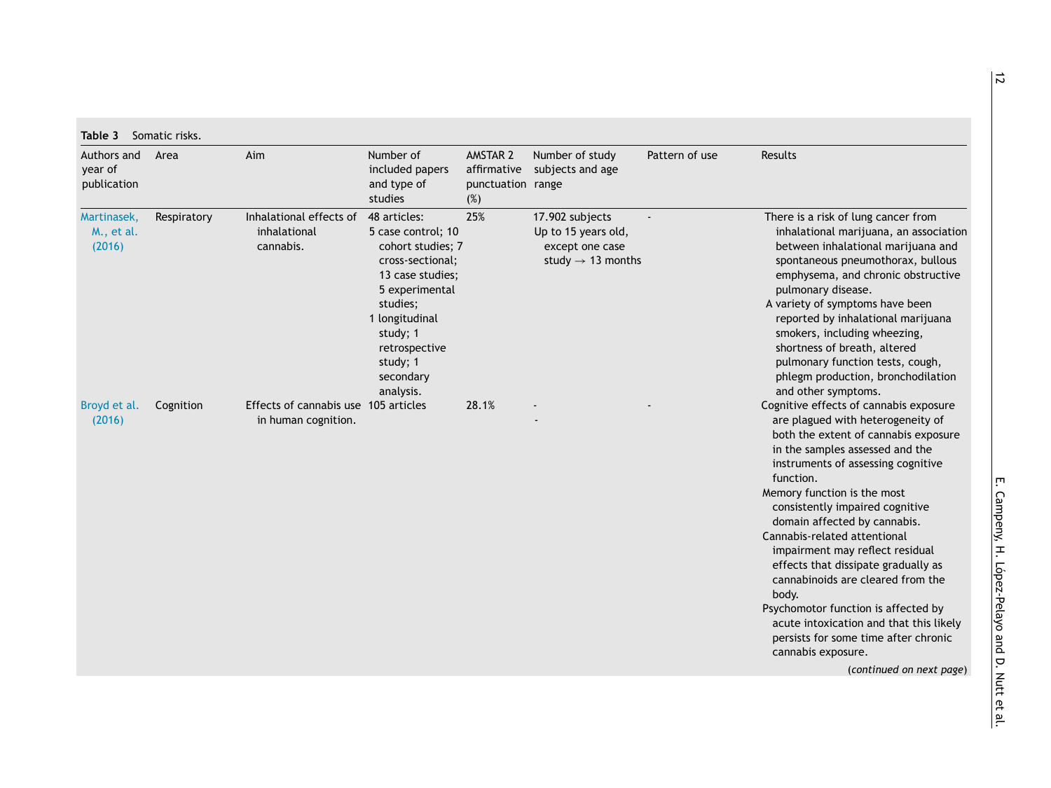**Table 3** Somatic risks.

| Authors and year of publication | Area | Aim | Number of included papers and type of studies | AMSTAR 2 affirmative punctuation (%) | Number of study subjects and age range | Pattern of use | Results |
|---|---|---|---|---|---|---|---|
| Martinasek, M., et al. (2016) | Respiratory | Inhalational effects of inhalational cannabis. | 48 articles: 5 case control; 10 cohort studies; 7 cross-sectional; 13 case studies; 5 experimental studies; 1 longitudinal study; 1 retrospective study; 1 secondary analysis. | 25% | 17.902 subjects Up to 15 years old, except one case study → 13 months | - | There is a risk of lung cancer from inhalational marijuana, an association between inhalational marijuana and spontaneous pneumothorax, bullous emphysema, and chronic obstructive pulmonary disease. A variety of symptoms have been reported by inhalational marijuana smokers, including wheezing, shortness of breath, altered pulmonary function tests, cough, phlegm production, bronchodilation and other symptoms. |
| Broyd et al. (2016) | Cognition | Effects of cannabis use in human cognition. | 105 articles | 28.1% | - - | - | Cognitive effects of cannabis exposure are plagued with heterogeneity of both the extent of cannabis exposure in the samples assessed and the instruments of assessing cognitive function. Memory function is the most consistently impaired cognitive domain affected by cannabis. Cannabis-related attentional impairment may reflect residual effects that dissipate gradually as cannabinoids are cleared from the body. Psychomotor function is affected by acute intoxication and that this likely persists for some time after chronic cannabis exposure. |

(*continued on next page*)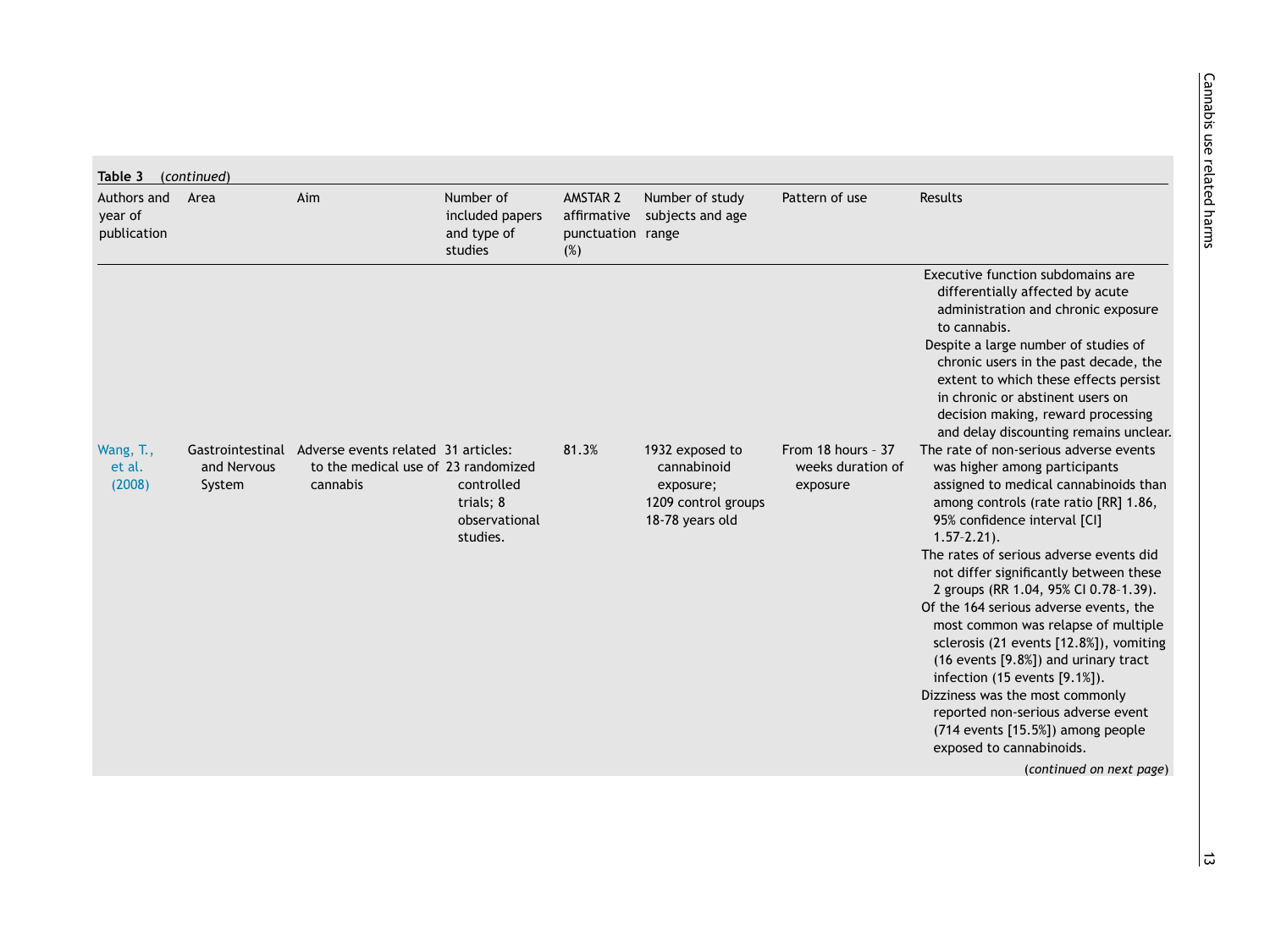**Table 3** (*continued*)

| Authors and year of publication | Area | Aim | Number of included papers and type of studies | AMSTAR 2 affirmative punctuation (%) | Number of study subjects and age range | Pattern of use | Results |
|---|---|---|---|---|---|---|---|
| | | | | | | | Executive function subdomains are differentially affected by acute administration and chronic exposure to cannabis.<br>Despite a large number of studies of chronic users in the past decade, the extent to which these effects persist in chronic or abstinent users on decision making, reward processing and delay discounting remains unclear. |
| Wang, T., et al. (2008) | Gastrointestinal and Nervous System | Adverse events related to the medical use of cannabis | 31 articles: 23 randomized controlled trials; 8 observational studies. | 81.3% | 1932 exposed to cannabinoid exposure; 1209 control groups 18-78 years old | From 18 hours - 37 weeks duration of exposure | The rate of non-serious adverse events was higher among participants assigned to medical cannabinoids than among controls (rate ratio [RR] 1.86, 95% confidence interval [CI] 1.57–2.21).<br>The rates of serious adverse events did not differ significantly between these 2 groups (RR 1.04, 95% CI 0.78–1.39).<br>Of the 164 serious adverse events, the most common was relapse of multiple sclerosis (21 events [12.8%]), vomiting (16 events [9.8%]) and urinary tract infection (15 events [9.1%]).<br>Dizziness was the most commonly reported non-serious adverse event (714 events [15.5%]) among people exposed to cannabinoids. |

(*continued on next page*)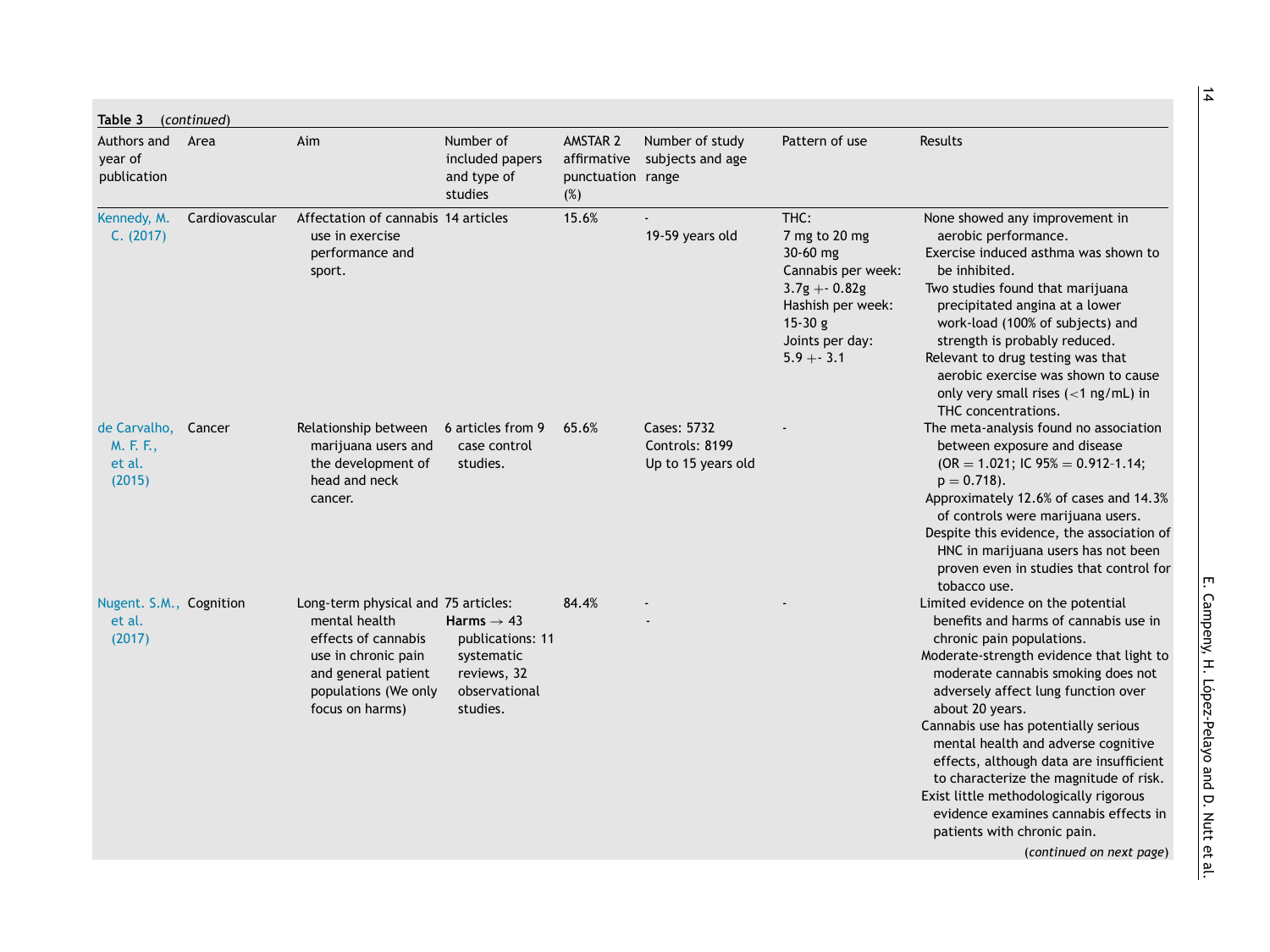**Table 3** (*continued*)

| Authors and year of publication | Area | Aim | Number of included papers and type of studies | AMSTAR 2 affirmative punctuation (%) | Number of study subjects and age range | Pattern of use | Results |
|---|---|---|---|---|---|---|---|
| Kennedy, M. C. (2017) | Cardiovascular | Affectation of cannabis use in exercise performance and sport. | 14 articles | 15.6% | - <br> 19-59 years old | THC: <br> 7 mg to 20 mg <br> 30-60 mg <br> Cannabis per week: <br> 3.7g +- 0.82g <br> Hashish per week: <br> 15-30 g <br> Joints per day: <br> 5.9 +- 3.1 | None showed any improvement in aerobic performance. <br> Exercise induced asthma was shown to be inhibited. <br> Two studies found that marijuana precipitated angina at a lower work-load (100% of subjects) and strength is probably reduced. <br> Relevant to drug testing was that aerobic exercise was shown to cause only very small rises (<1 ng/mL) in THC concentrations. |
| de Carvalho, M. F. F., et al. (2015) | Cancer | Relationship between marijuana users and the development of head and neck cancer. | 6 articles from 9 case control studies. | 65.6% | Cases: 5732 <br> Controls: 8199 <br> Up to 15 years old | - | The meta-analysis found no association between exposure and disease (OR = 1.021; IC 95% = 0.912-1.14; p = 0.718). <br> Approximately 12.6% of cases and 14.3% of controls were marijuana users. <br> Despite this evidence, the association of HNC in marijuana users has not been proven even in studies that control for tobacco use. |
| Nugent. S.M., et al. (2017) | Cognition | Long-term physical and mental health effects of cannabis use in chronic pain and general patient populations (We only focus on harms) | 75 articles: <br> **Harms** → 43 publications: 11 systematic reviews, 32 observational studies. | 84.4% | - <br> - | - | Limited evidence on the potential benefits and harms of cannabis use in chronic pain populations. <br> Moderate-strength evidence that light to moderate cannabis smoking does not adversely affect lung function over about 20 years. <br> Cannabis use has potentially serious mental health and adverse cognitive effects, although data are insufficient to characterize the magnitude of risk. <br> Exist little methodologically rigorous evidence examines cannabis effects in patients with chronic pain. |

(*continued on next page*)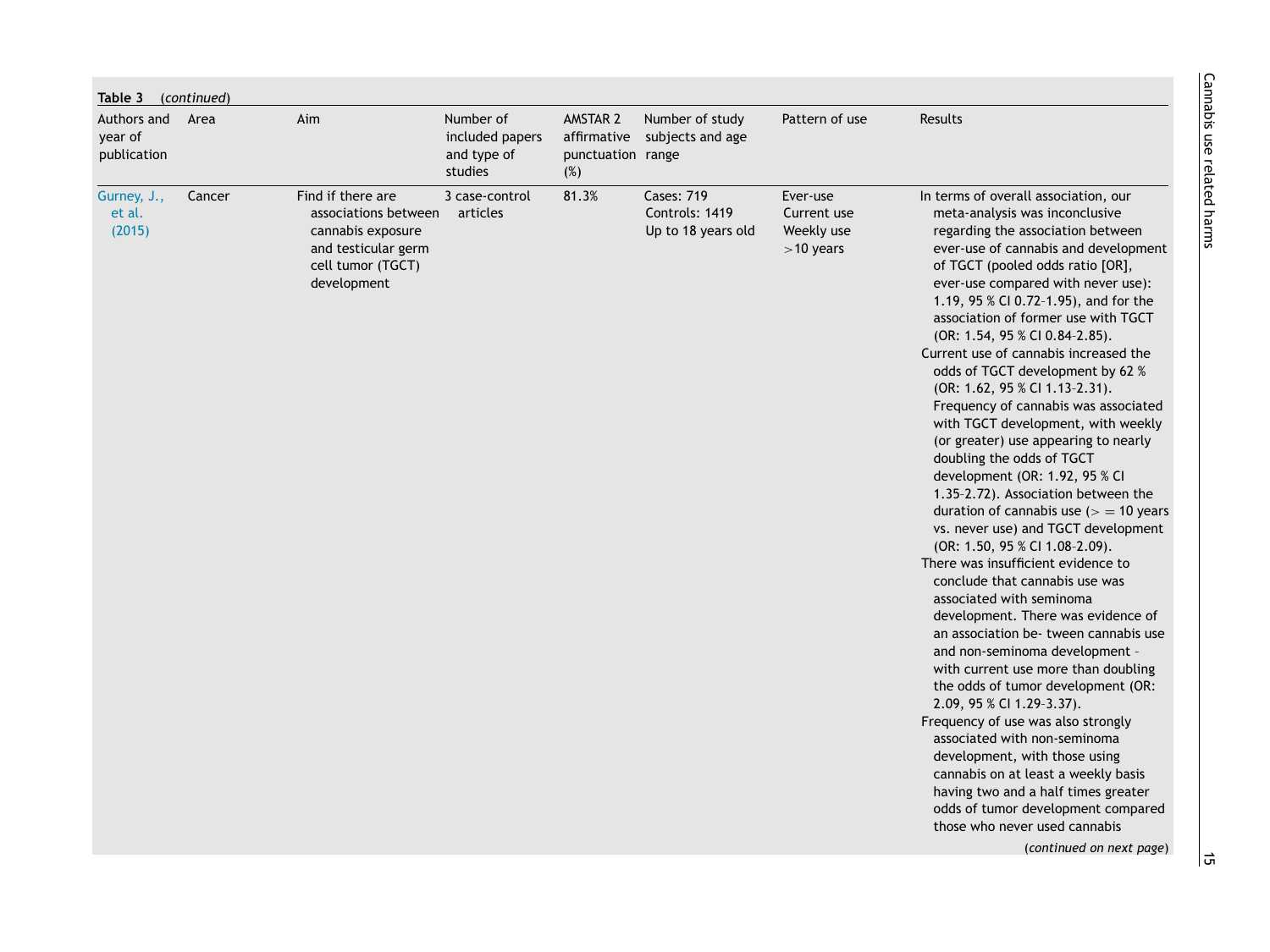**Table 3** (*continued*)

| Authors and year of publication | Area | Aim | Number of included papers and type of studies | AMSTAR 2 affirmative punctuation (%) | Number of study subjects and age range | Pattern of use | Results |
|---|---|---|---|---|---|---|---|
| Gurney, J., et al. (2015) | Cancer | Find if there are associations between cannabis exposure and testicular germ cell tumor (TGCT) development | 3 case-control articles | 81.3% | Cases: 719<br>Controls: 1419<br>Up to 18 years old | Ever-use<br>Current use<br>Weekly use<br>>10 years | In terms of overall association, our meta-analysis was inconclusive regarding the association between ever-use of cannabis and development of TGCT (pooled odds ratio [OR], ever-use compared with never use): 1.19, 95 % CI 0.72–1.95), and for the association of former use with TGCT (OR: 1.54, 95 % CI 0.84–2.85).<br>Current use of cannabis increased the odds of TGCT development by 62 % (OR: 1.62, 95 % CI 1.13–2.31). Frequency of cannabis was associated with TGCT development, with weekly (or greater) use appearing to nearly doubling the odds of TGCT development (OR: 1.92, 95 % CI 1.35–2.72). Association between the duration of cannabis use (> = 10 years vs. never use) and TGCT development (OR: 1.50, 95 % CI 1.08–2.09).<br>There was insufficient evidence to conclude that cannabis use was associated with seminoma development. There was evidence of an association be- tween cannabis use and non-seminoma development – with current use more than doubling the odds of tumor development (OR: 2.09, 95 % CI 1.29–3.37).<br>Frequency of use was also strongly associated with non-seminoma development, with those using cannabis on at least a weekly basis having two and a half times greater odds of tumor development compared those who never used cannabis |

(*continued on next page*)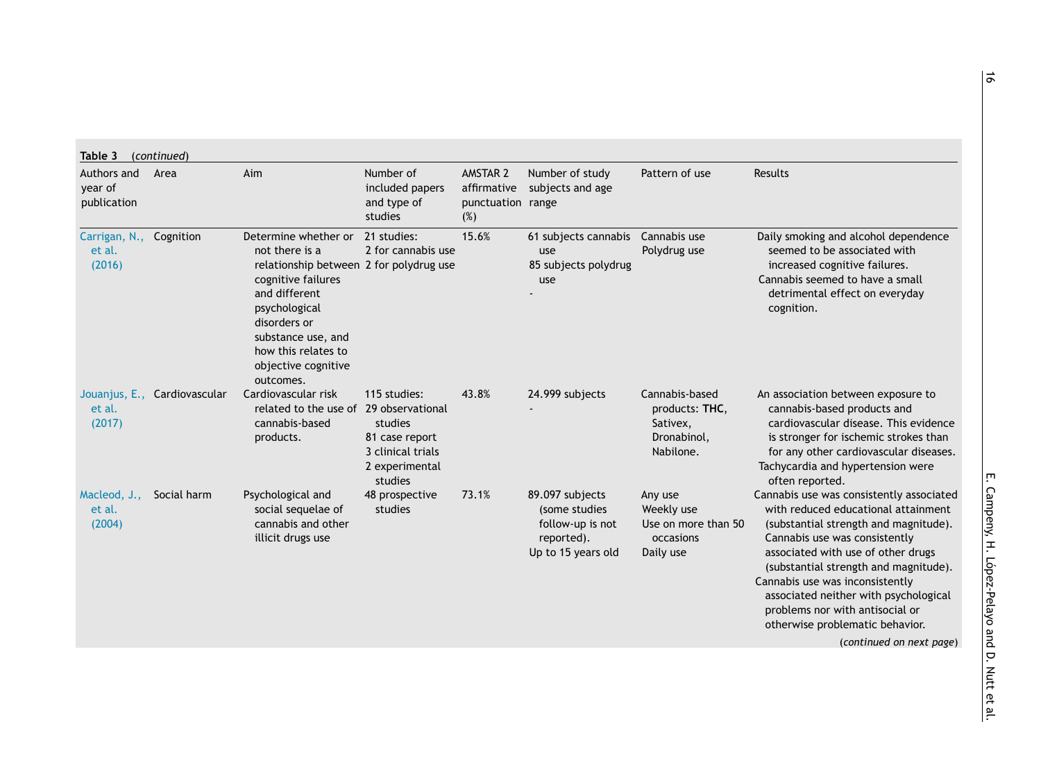**Table 3** (*continued*)

| Authors and year of publication | Area | Aim | Number of included papers and type of studies | AMSTAR 2 affirmative punctuation (%) | Number of study subjects and age range | Pattern of use | Results |
|---|---|---|---|---|---|---|---|
| Carrigan, N., et al. (2016) | Cognition | Determine whether or not there is a relationship between cognitive failures and different psychological disorders or substance use, and how this relates to objective cognitive outcomes. | 21 studies: 2 for cannabis use 2 for polydrug use | 15.6% | 61 subjects cannabis use 85 subjects polydrug use - | Cannabis use Polydrug use | Daily smoking and alcohol dependence seemed to be associated with increased cognitive failures. Cannabis seemed to have a small detrimental effect on everyday cognition. |
| Jouanjus, E., et al. (2017) | Cardiovascular | Cardiovascular risk related to the use of cannabis-based products. | 115 studies: 29 observational studies 81 case report 3 clinical trials 2 experimental studies | 43.8% | 24.999 subjects - | Cannabis-based products: **THC**, Sativex, Dronabinol, Nabilone. | An association between exposure to cannabis-based products and cardiovascular disease. This evidence is stronger for ischemic strokes than for any other cardiovascular diseases. Tachycardia and hypertension were often reported. |
| Macleod, J., et al. (2004) | Social harm | Psychological and social sequelae of cannabis and other illicit drugs use | 48 prospective studies | 73.1% | 89.097 subjects (some studies follow-up is not reported). Up to 15 years old | Any use Weekly use Use on more than 50 occasions Daily use | Cannabis use was consistently associated with reduced educational attainment (substantial strength and magnitude). Cannabis use was consistently associated with use of other drugs (substantial strength and magnitude). Cannabis use was inconsistently associated neither with psychological problems nor with antisocial or otherwise problematic behavior. |

(*continued on next page*)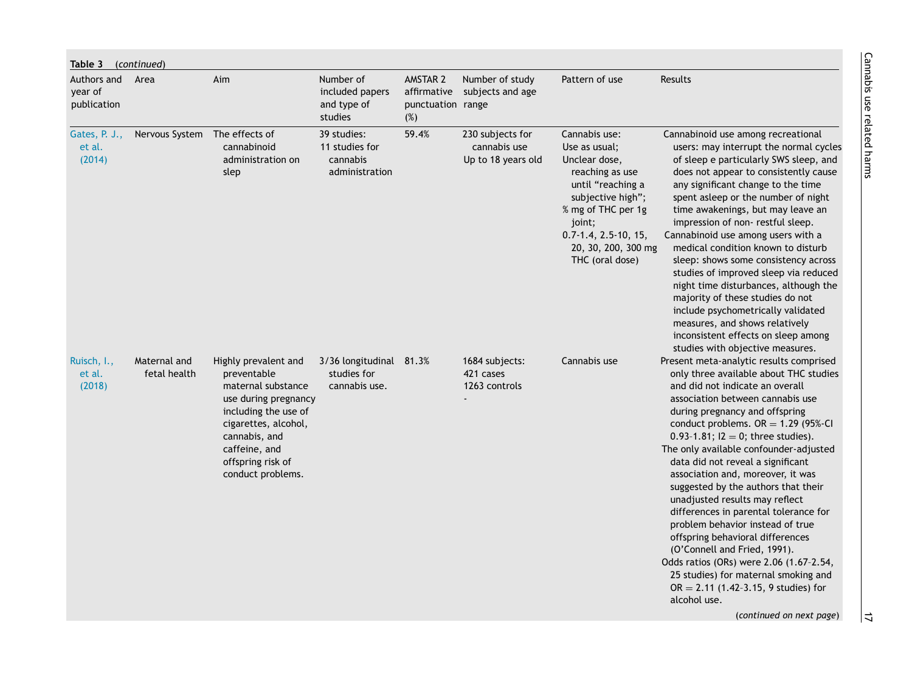**Table 3** (*continued*)

| Authors and year of publication | Area | Aim | Number of included papers and type of studies | AMSTAR 2 affirmative punctuation (%) | Number of study subjects and age range | Pattern of use | Results |
|---|---|---|---|---|---|---|---|
| Gates, P. J., et al. (2014) | Nervous System | The effects of cannabinoid administration on slep | 39 studies: 11 studies for cannabis administration | 59.4% | 230 subjects for cannabis use<br>Up to 18 years old | Cannabis use:<br>Use as usual;<br>Unclear dose, reaching as use until "reaching a subjective high";<br>% mg of THC per 1g joint;<br>0.7-1.4, 2.5-10, 15, 20, 30, 200, 300 mg THC (oral dose) | Cannabinoid use among recreational users: may interrupt the normal cycles of sleep e particularly SWS sleep, and does not appear to consistently cause any significant change to the time spent asleep or the number of night time awakenings, but may leave an impression of non- restful sleep.<br>Cannabinoid use among users with a medical condition known to disturb sleep: shows some consistency across studies of improved sleep via reduced night time disturbances, although the majority of these studies do not include psychometrically validated measures, and shows relatively inconsistent effects on sleep among studies with objective measures. |
| Ruisch, I., et al. (2018) | Maternal and fetal health | Highly prevalent and preventable maternal substance use during pregnancy including the use of cigarettes, alcohol, cannabis, and caffeine, and offspring risk of conduct problems. | 3/36 longitudinal studies for cannabis use. | 81.3% | 1684 subjects:<br>421 cases<br>1263 controls<br>- | Cannabis use | Present meta-analytic results comprised only three available about THC studies and did not indicate an overall association between cannabis use during pregnancy and offspring conduct problems. OR = 1.29 (95%-CI 0.93–1.81; I2 = 0; three studies).<br>The only available confounder-adjusted data did not reveal a significant association and, moreover, it was suggested by the authors that their unadjusted results may reflect differences in parental tolerance for problem behavior instead of true offspring behavioral differences (O'Connell and Fried, 1991).<br>Odds ratios (ORs) were 2.06 (1.67–2.54, 25 studies) for maternal smoking and OR = 2.11 (1.42-3.15, 9 studies) for alcohol use. |

(*continued on next page*)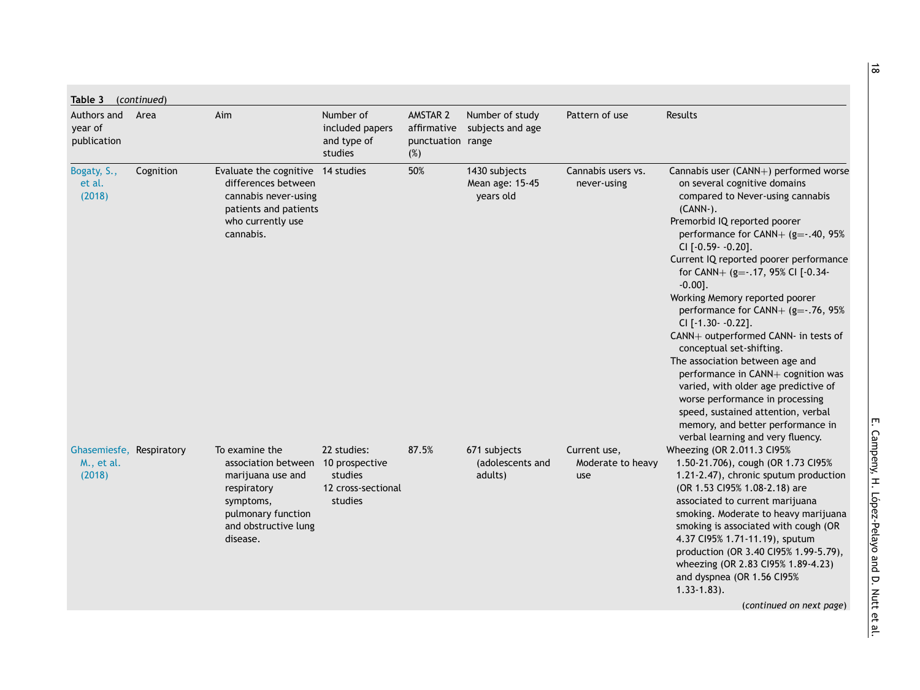**Table 3** (*continued*)

| Authors and year of publication | Area | Aim | Number of included papers and type of studies | AMSTAR 2 affirmative punctuation (%) | Number of study subjects and age range | Pattern of use | Results |
|---|---|---|---|---|---|---|---|
| Bogaty, S., et al. (2018) | Cognition | Evaluate the cognitive differences between cannabis never-using patients and patients who currently use cannabis. | 14 studies | 50% | 1430 subjects Mean age: 15-45 years old | Cannabis users vs. never-using | Cannabis user (CANN+) performed worse on several cognitive domains compared to Never-using cannabis (CANN-). Premorbid IQ reported poorer performance for CANN+ (g=-.40, 95% CI [-0.59- -0.20]. Current IQ reported poorer performance for CANN+ (g=-.17, 95% CI [-0.34- -0.00]. Working Memory reported poorer performance for CANN+ (g=-.76, 95% CI [-1.30- -0.22]. CANN+ outperformed CANN- in tests of conceptual set-shifting. The association between age and performance in CANN+ cognition was varied, with older age predictive of worse performance in processing speed, sustained attention, verbal memory, and better performance in verbal learning and very fluency. |
| Ghasemiesfe, M., et al. (2018) | Respiratory | To examine the association between marijuana use and respiratory symptoms, pulmonary function and obstructive lung disease. | 22 studies: 10 prospective studies 12 cross-sectional studies | 87.5% | 671 subjects (adolescents and adults) | Current use, Moderate to heavy use | Wheezing (OR 2.011.3 CI95% 1.50-21.706), cough (OR 1.73 CI95% 1.21-2.47), chronic sputum production (OR 1.53 CI95% 1.08-2.18) are associated to current marijuana smoking. Moderate to heavy marijuana smoking is associated with cough (OR 4.37 CI95% 1.71-11.19), sputum production (OR 3.40 CI95% 1.99-5.79), wheezing (OR 2.83 CI95% 1.89-4.23) and dyspnea (OR 1.56 CI95% 1.33-1.83). |

(*continued on next page*)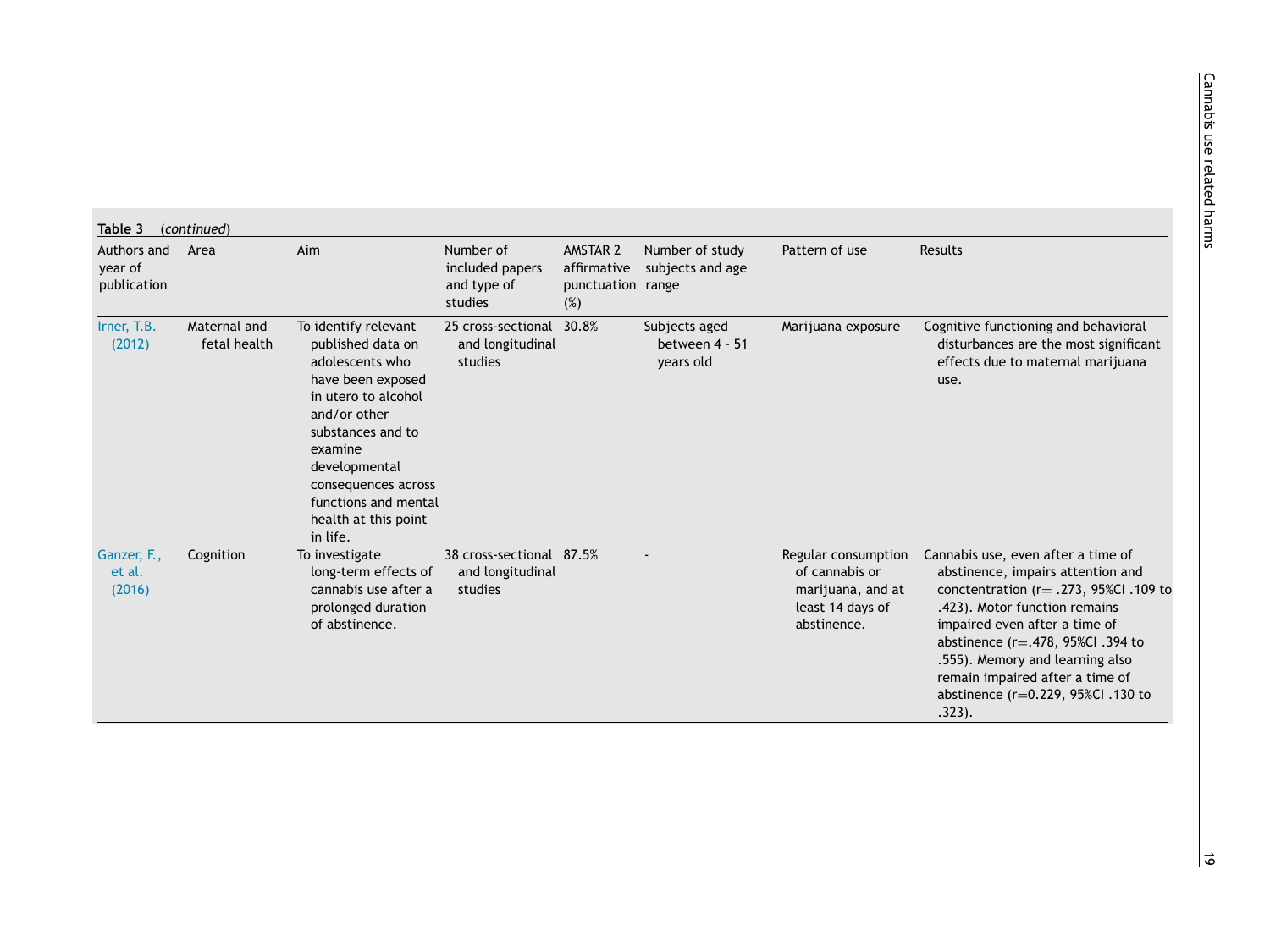**Table 3** (*continued*)

| Authors and year of publication | Area | Aim | Number of included papers and type of studies | AMSTAR 2 affirmative punctuation (%) | Number of study subjects and age range | Pattern of use | Results |
|---|---|---|---|---|---|---|---|
| Irner, T.B. (2012) | Maternal and fetal health | To identify relevant published data on adolescents who have been exposed in utero to alcohol and/or other substances and to examine developmental consequences across functions and mental health at this point in life. | 25 cross-sectional and longitudinal studies | 30.8% | Subjects aged between 4 - 51 years old | Marijuana exposure | Cognitive functioning and behavioral disturbances are the most significant effects due to maternal marijuana use. |
| Ganzer, F., et al. (2016) | Cognition | To investigate long-term effects of cannabis use after a prolonged duration of abstinence. | 38 cross-sectional and longitudinal studies | 87.5% | - | Regular consumption of cannabis or marijuana, and at least 14 days of abstinence. | Cannabis use, even after a time of abstinence, impairs attention and conctentration ($r = .273$, 95%CI .109 to .423). Motor function remains impaired even after a time of abstinence ($r = .478$, 95%CI .394 to .555). Memory and learning also remain impaired after a time of abstinence ($r = 0.229$, 95%CI .130 to .323). |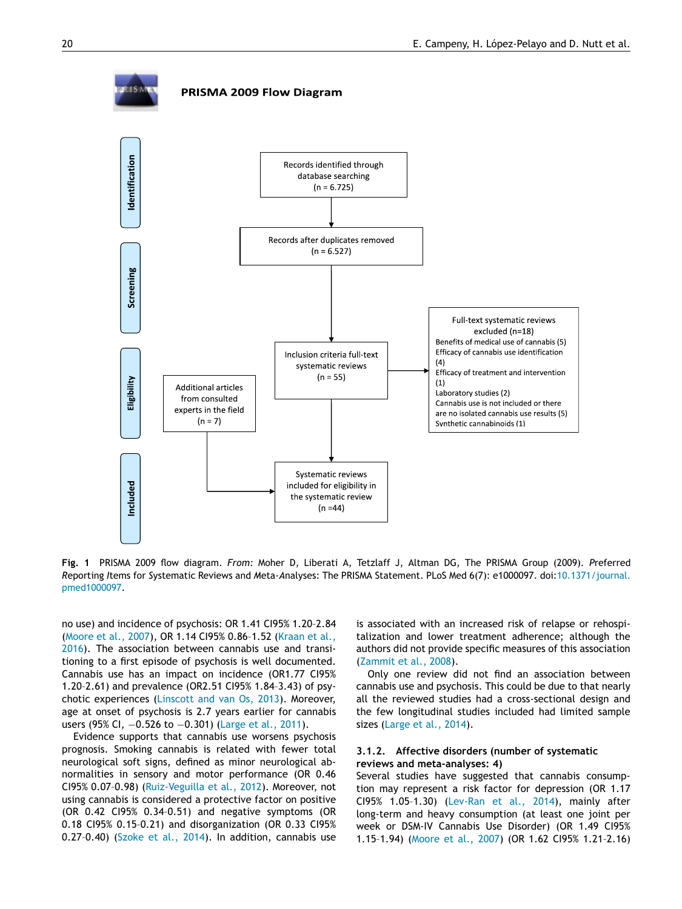**PRISMA 2009 Flow Diagram**

**Identification**

Records identified through database searching (n = 6.725)

Records after duplicates removed (n = 6.527)

**Screening**

**Eligibility**

Inclusion criteria full-text systematic reviews (n = 55)

Full-text systematic reviews excluded (n=18)
Benefits of medical use of cannabis (5)
Efficacy of cannabis use identification (4)
Efficacy of treatment and intervention (1)
Laboratory studies (2)
Cannabis use is not included or there are no isolated cannabis use results (5)
Synthetic cannabinoids (1)

Additional articles from consulted experts in the field (n = 7)

**Included**

Systematic reviews included for eligibility in the systematic review (n =44)

**Fig. 1** PRISMA 2009 flow diagram. *From:* Moher D, Liberati A, Tetzlaff J, Altman DG, The PRISMA Group (2009). *P*referred *R*eporting *I*tems for Systematic Reviews and Meta-*A*nalyses: The PRISMA Statement. PLoS Med 6(7): e1000097. doi:10.1371/journal.pmed1000097.

no use) and incidence of psychosis: OR 1.41 CI95% 1.20-2.84 (Moore et al., 2007), OR 1.14 CI95% 0.86-1.52 (Kraan et al., 2016). The association between cannabis use and transitioning to a first episode of psychosis is well documented. Cannabis use has an impact on incidence (OR1.77 CI95% 1.20-2.61) and prevalence (OR2.51 CI95% 1.84-3.43) of psychotic experiences (Linscott and van Os, 2013). Moreover, age at onset of psychosis is 2.7 years earlier for cannabis users (95% CI, −0.526 to −0.301) (Large et al., 2011).

Evidence supports that cannabis use worsens psychosis prognosis. Smoking cannabis is related with fewer total neurological soft signs, defined as minor neurological abnormalities in sensory and motor performance (OR 0.46 CI95% 0.07-0.98) (Ruiz-Veguilla et al., 2012). Moreover, not using cannabis is considered a protective factor on positive (OR 0.42 CI95% 0.34-0.51) and negative symptoms (OR 0.18 CI95% 0.15-0.21) and disorganization (OR 0.33 CI95% 0.27-0.40) (Szoke et al., 2014). In addition, cannabis use is associated with an increased risk of relapse or rehospitalization and lower treatment adherence; although the authors did not provide specific measures of this association (Zammit et al., 2008).

Only one review did not find an association between cannabis use and psychosis. This could be due to that nearly all the reviewed studies had a cross-sectional design and the few longitudinal studies included had limited sample sizes (Large et al., 2014).

### 3.1.2. Affective disorders (number of systematic reviews and meta-analyses: 4)

Several studies have suggested that cannabis consumption may represent a risk factor for depression (OR 1.17 CI95% 1.05-1.30) (Lev-Ran et al., 2014), mainly after long-term and heavy consumption (at least one joint per week or DSM-IV Cannabis Use Disorder) (OR 1.49 CI95% 1.15-1.94) (Moore et al., 2007) (OR 1.62 CI95% 1.21-2.16)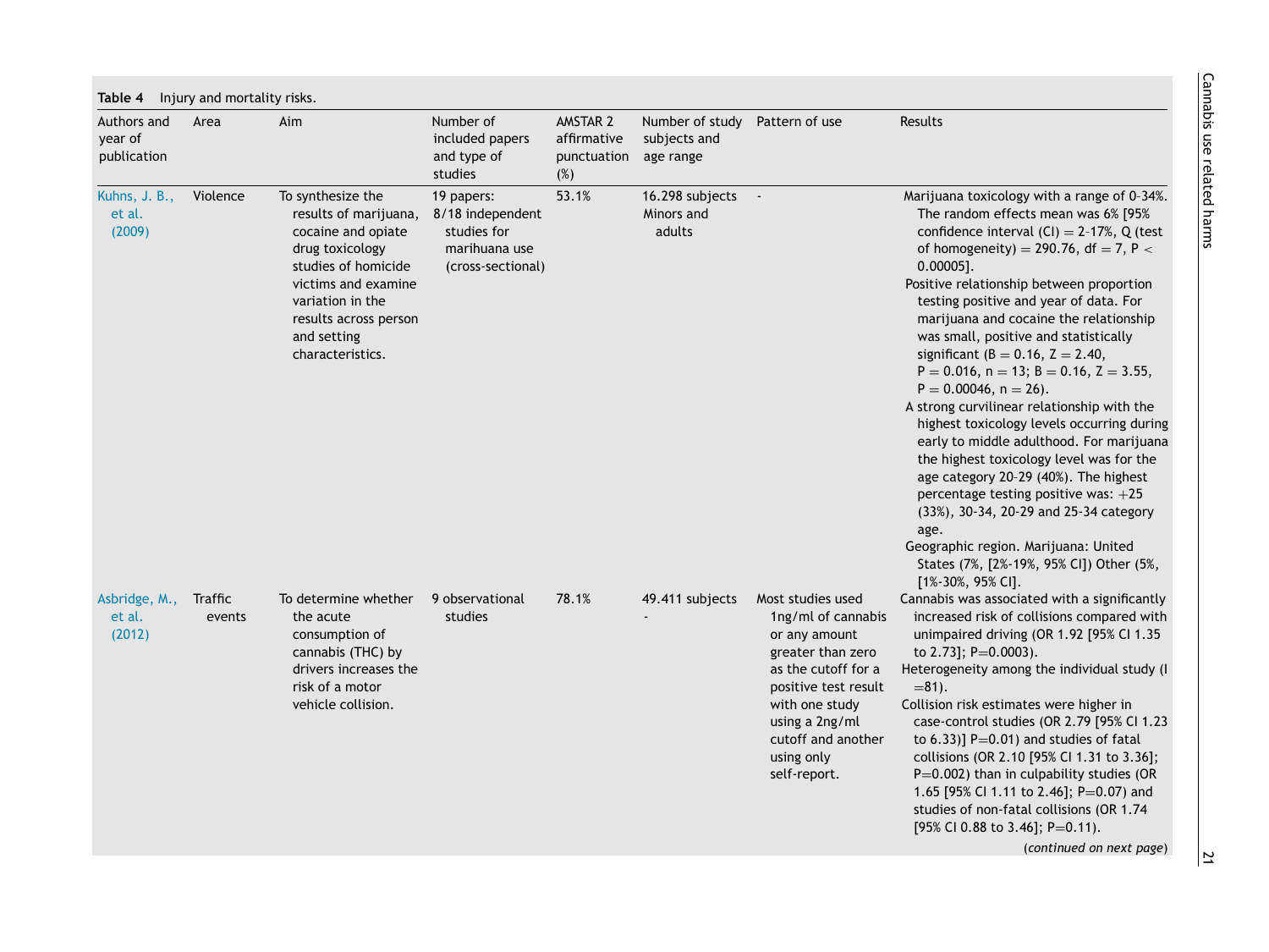**Table 4** Injury and mortality risks.

| Authors and year of publication | Area | Aim | Number of included papers and type of studies | AMSTAR 2 affirmative punctuation (%) | Number of study subjects and age range | Pattern of use | Results |
|---|---|---|---|---|---|---|---|
| Kuhns, J. B., et al. (2009) | Violence | To synthesize the results of marijuana, cocaine and opiate drug toxicology studies of homicide victims and examine variation in the results across person and setting characteristics. | 19 papers: 8/18 independent studies for marihuana use (cross-sectional) | 53.1% | 16.298 subjects Minors and adults | - | Marijuana toxicology with a range of 0-34%. The random effects mean was 6% [95% confidence interval (CI) = 2-17%, Q (test of homogeneity) = 290.76, df = 7, P < 0.00005]. Positive relationship between proportion testing positive and year of data. For marijuana and cocaine the relationship was small, positive and statistically significant (B = 0.16, Z = 2.40, P = 0.016, n = 13; B = 0.16, Z = 3.55, P = 0.00046, n = 26). A strong curvilinear relationship with the highest toxicology levels occurring during early to middle adulthood. For marijuana the highest toxicology level was for the age category 20-29 (40%). The highest percentage testing positive was: +25 (33%), 30-34, 20-29 and 25-34 category age. Geographic region. Marijuana: United States (7%, [2%-19%, 95% CI]) Other (5%, [1%-30%, 95% CI]. |
| Asbridge, M., et al. (2012) | Traffic events | To determine whether the acute consumption of cannabis (THC) by drivers increases the risk of a motor vehicle collision. | 9 observational studies | 78.1% | 49.411 subjects - | Most studies used 1ng/ml of cannabis or any amount greater than zero as the cutoff for a positive test result with one study using a 2ng/ml cutoff and another using only self-report. | Cannabis was associated with a significantly increased risk of collisions compared with unimpaired driving (OR 1.92 [95% CI 1.35 to 2.73]; P=0.0003). Heterogeneity among the individual study (I =81). Collision risk estimates were higher in case-control studies (OR 2.79 [95% CI 1.23 to 6.33)] P=0.01) and studies of fatal collisions (OR 2.10 [95% CI 1.31 to 3.36]; P=0.002) than in culpability studies (OR 1.65 [95% CI 1.11 to 2.46]; P=0.07) and studies of non-fatal collisions (OR 1.74 [95% CI 0.88 to 3.46]; P=0.11). |

(*continued on next page*)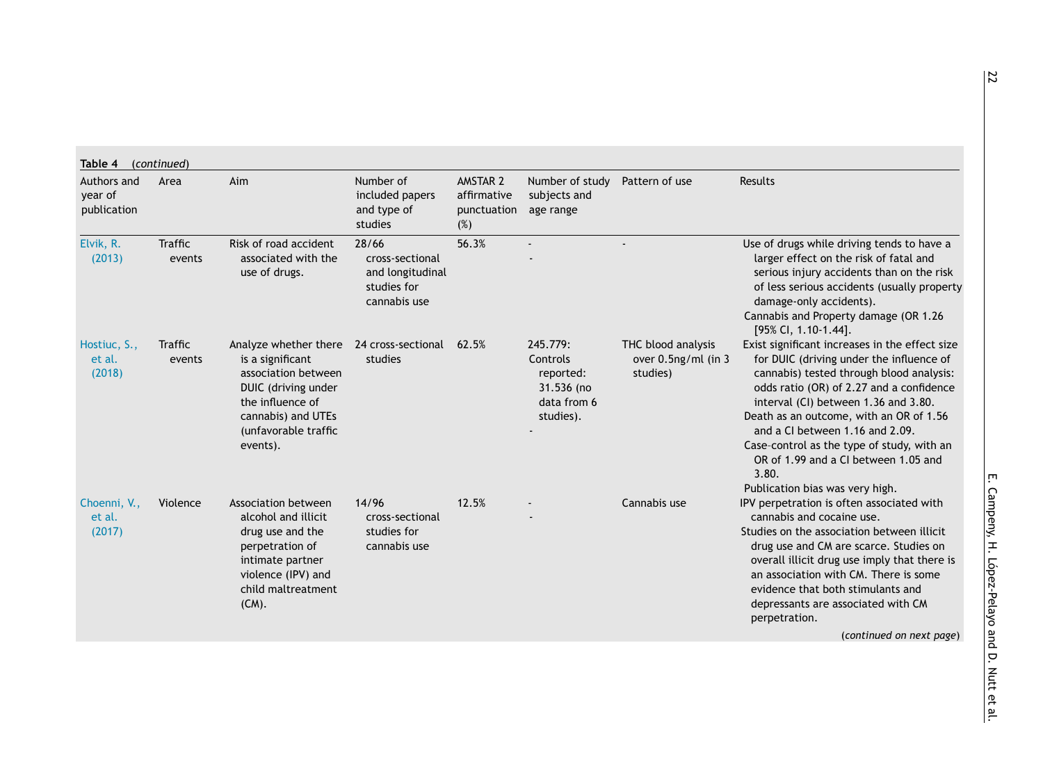**Table 4** *(continued)*

| Authors and year of publication | Area | Aim | Number of included papers and type of studies | AMSTAR 2 affirmative punctuation (%) | Number of study subjects and age range | Pattern of use | Results |
|---|---|---|---|---|---|---|---|
| Elvik, R. (2013) | Traffic events | Risk of road accident associated with the use of drugs. | 28/66 cross-sectional and longitudinal studies for cannabis use | 56.3% | - <br> - | - | Use of drugs while driving tends to have a larger effect on the risk of fatal and serious injury accidents than on the risk of less serious accidents (usually property damage-only accidents). <br> Cannabis and Property damage (OR 1.26 [95% CI, 1.10-1.44]. |
| Hostiuc, S., et al. (2018) | Traffic events | Analyze whether there is a significant association between DUIC (driving under the influence of cannabis) and UTEs (unfavorable traffic events). | 24 cross-sectional studies | 62.5% | 245.779: Controls reported: 31.536 (no data from 6 studies). <br> - | THC blood analysis over 0.5ng/ml (in 3 studies) | Exist significant increases in the effect size for DUIC (driving under the influence of cannabis) tested through blood analysis: odds ratio (OR) of 2.27 and a confidence interval (CI) between 1.36 and 3.80. <br> Death as an outcome, with an OR of 1.56 and a CI between 1.16 and 2.09. <br> Case-control as the type of study, with an OR of 1.99 and a CI between 1.05 and 3.80. <br> Publication bias was very high. |
| Choenni, V., et al. (2017) | Violence | Association between alcohol and illicit drug use and the perpetration of intimate partner violence (IPV) and child maltreatment (CM). | 14/96 cross-sectional studies for cannabis use | 12.5% | - <br> - | Cannabis use | IPV perpetration is often associated with cannabis and cocaine use. <br> Studies on the association between illicit drug use and CM are scarce. Studies on overall illicit drug use imply that there is an association with CM. There is some evidence that both stimulants and depressants are associated with CM perpetration. |

*(continued on next page)*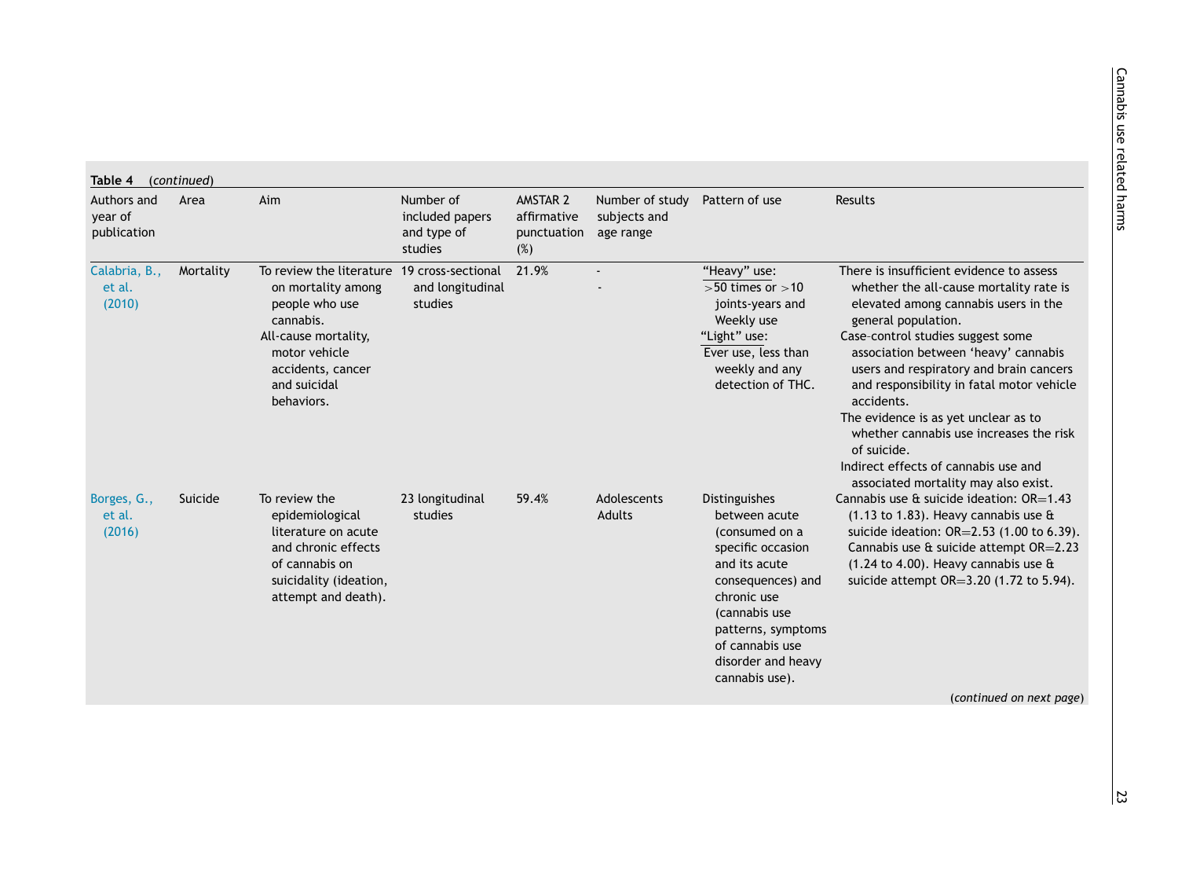**Table 4** (*continued*)

| Authors and year of publication | Area | Aim | Number of included papers and type of studies | AMSTAR 2 affirmative punctuation (%) | Number of study subjects and age range | Pattern of use | Results |
|---|---|---|---|---|---|---|---|
| Calabria, B., et al. (2010) | Mortality | To review the literature on mortality among people who use cannabis. All-cause mortality, motor vehicle accidents, cancer and suicidal behaviors. | 19 cross-sectional and longitudinal studies | 21.9% | - - | "Heavy" use: >50 times or >10 joints-years and Weekly use "Light" use: Ever use, less than weekly and any detection of THC. | There is insufficient evidence to assess whether the all-cause mortality rate is elevated among cannabis users in the general population. Case-control studies suggest some association between 'heavy' cannabis users and respiratory and brain cancers and responsibility in fatal motor vehicle accidents. The evidence is as yet unclear as to whether cannabis use increases the risk of suicide. Indirect effects of cannabis use and associated mortality may also exist. |
| Borges, G., et al. (2016) | Suicide | To review the epidemiological literature on acute and chronic effects of cannabis on suicidality (ideation, attempt and death). | 23 longitudinal studies | 59.4% | Adolescents Adults | Distinguishes between acute (consumed on a specific occasion and its acute consequences) and chronic use (cannabis use patterns, symptoms of cannabis use disorder and heavy cannabis use). | Cannabis use & suicide ideation: OR=1.43 (1.13 to 1.83). Heavy cannabis use & suicide ideation: OR=2.53 (1.00 to 6.39). Cannabis use & suicide attempt OR=2.23 (1.24 to 4.00). Heavy cannabis use & suicide attempt OR=3.20 (1.72 to 5.94). |

(*continued on next page*)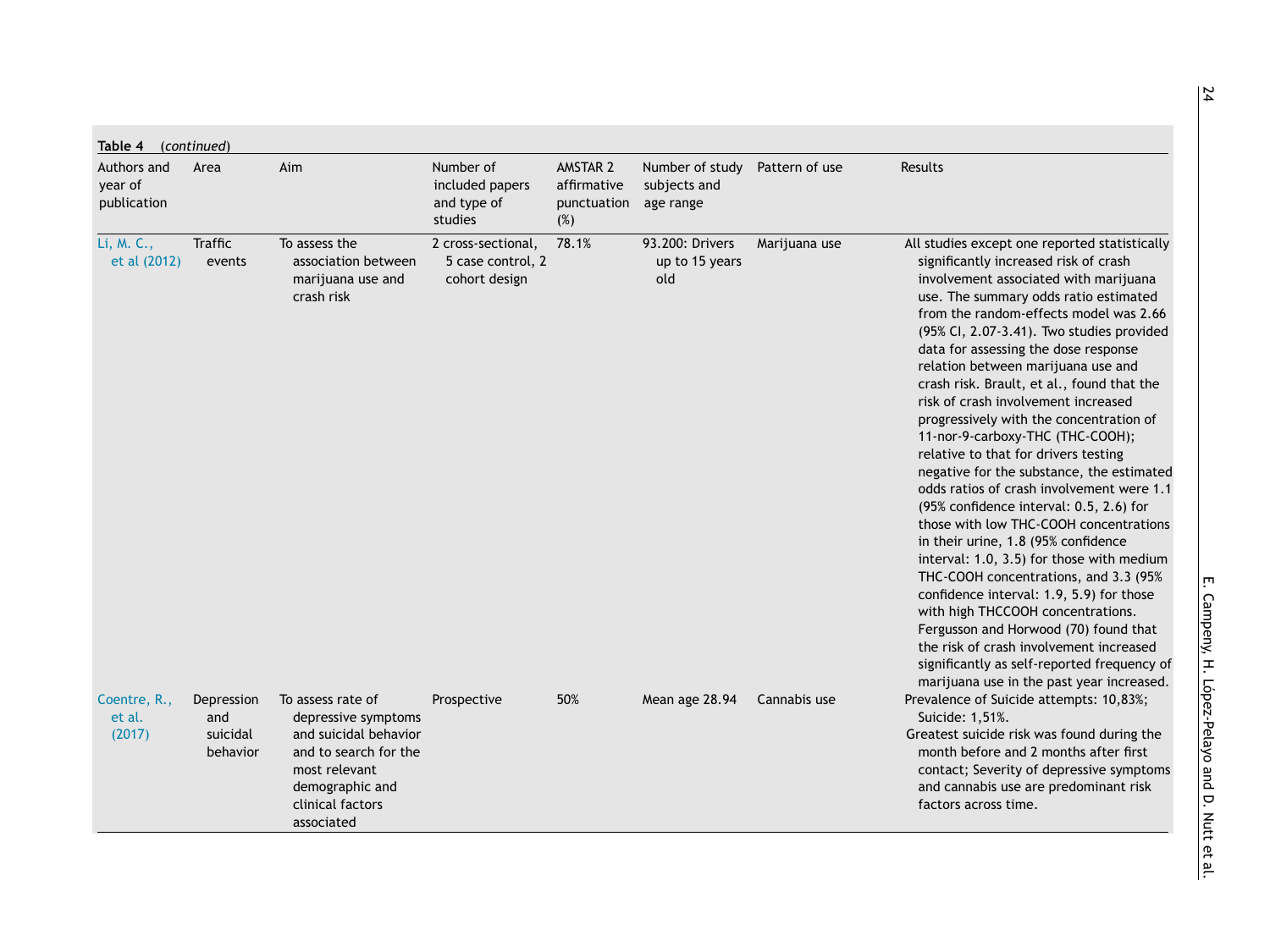**Table 4** (*continued*)

| Authors and year of publication | Area | Aim | Number of included papers and type of studies | AMSTAR 2 affirmative punctuation (%) | Number of study subjects and age range | Pattern of use | Results |
|---|---|---|---|---|---|---|---|
| Li, M. C., et al (2012) | Traffic events | To assess the association between marijuana use and crash risk | 2 cross-sectional, 5 case control, 2 cohort design | 78.1% | 93.200: Drivers up to 15 years old | Marijuana use | All studies except one reported statistically significantly increased risk of crash involvement associated with marijuana use. The summary odds ratio estimated from the random-effects model was 2.66 (95% CI, 2.07-3.41). Two studies provided data for assessing the dose response relation between marijuana use and crash risk. Brault, et al., found that the risk of crash involvement increased progressively with the concentration of 11-nor-9-carboxy-THC (THC-COOH); relative to that for drivers testing negative for the substance, the estimated odds ratios of crash involvement were 1.1 (95% confidence interval: 0.5, 2.6) for those with low THC-COOH concentrations in their urine, 1.8 (95% confidence interval: 1.0, 3.5) for those with medium THC-COOH concentrations, and 3.3 (95% confidence interval: 1.9, 5.9) for those with high THCCOOH concentrations. Fergusson and Horwood (70) found that the risk of crash involvement increased significantly as self-reported frequency of marijuana use in the past year increased. |
| Coentre, R., et al. (2017) | Depression and suicidal behavior | To assess rate of depressive symptoms and suicidal behavior and to search for the most relevant demographic and clinical factors associated | Prospective | 50% | Mean age 28.94 | Cannabis use | Prevalence of Suicide attempts: 10,83%; Suicide: 1,51%. Greatest suicide risk was found during the month before and 2 months after first contact; Severity of depressive symptoms and cannabis use are predominant risk factors across time. |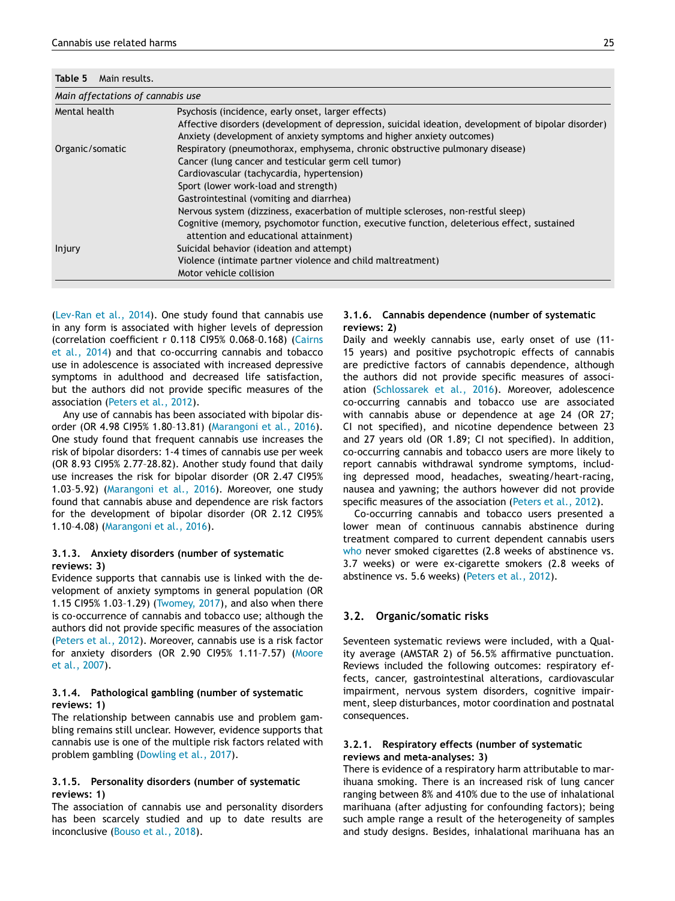**Table 5** Main results.

| *Main affectations of cannabis use* | |
|---|---|
| Mental health | Psychosis (incidence, early onset, larger effects) |
| | Affective disorders (development of depression, suicidal ideation, development of bipolar disorder) |
| | Anxiety (development of anxiety symptoms and higher anxiety outcomes) |
| Organic/somatic | Respiratory (pneumothorax, emphysema, chronic obstructive pulmonary disease) |
| | Cancer (lung cancer and testicular germ cell tumor) |
| | Cardiovascular (tachycardia, hypertension) |
| | Sport (lower work-load and strength) |
| | Gastrointestinal (vomiting and diarrhea) |
| | Nervous system (dizziness, exacerbation of multiple scleroses, non-restful sleep) |
| | Cognitive (memory, psychomotor function, executive function, deleterious effect, sustained attention and educational attainment) |
| Injury | Suicidal behavior (ideation and attempt) |
| | Violence (intimate partner violence and child maltreatment) |
| | Motor vehicle collision |

(Lev-Ran et al., 2014). One study found that cannabis use in any form is associated with higher levels of depression (correlation coefficient r 0.118 CI95% 0.068–0.168) (Cairns et al., 2014) and that co-occurring cannabis and tobacco use in adolescence is associated with increased depressive symptoms in adulthood and decreased life satisfaction, but the authors did not provide specific measures of the association (Peters et al., 2012).

Any use of cannabis has been associated with bipolar disorder (OR 4.98 CI95% 1.80–13.81) (Marangoni et al., 2016). One study found that frequent cannabis use increases the risk of bipolar disorders: 1-4 times of cannabis use per week (OR 8.93 CI95% 2.77–28.82). Another study found that daily use increases the risk for bipolar disorder (OR 2.47 CI95% 1.03–5.92) (Marangoni et al., 2016). Moreover, one study found that cannabis abuse and dependence are risk factors for the development of bipolar disorder (OR 2.12 CI95% 1.10–4.08) (Marangoni et al., 2016).

#### 3.1.3. Anxiety disorders (number of systematic reviews: 3)

Evidence supports that cannabis use is linked with the development of anxiety symptoms in general population (OR 1.15 CI95% 1.03–1.29) (Twomey, 2017), and also when there is co-occurrence of cannabis and tobacco use; although the authors did not provide specific measures of the association (Peters et al., 2012). Moreover, cannabis use is a risk factor for anxiety disorders (OR 2.90 CI95% 1.11–7.57) (Moore et al., 2007).

#### 3.1.4. Pathological gambling (number of systematic reviews: 1)

The relationship between cannabis use and problem gambling remains still unclear. However, evidence supports that cannabis use is one of the multiple risk factors related with problem gambling (Dowling et al., 2017).

#### 3.1.5. Personality disorders (number of systematic reviews: 1)

The association of cannabis use and personality disorders has been scarcely studied and up to date results are inconclusive (Bouso et al., 2018).

#### 3.1.6. Cannabis dependence (number of systematic reviews: 2)

Daily and weekly cannabis use, early onset of use (11-15 years) and positive psychotropic effects of cannabis are predictive factors of cannabis dependence, although the authors did not provide specific measures of association (Schlossarek et al., 2016). Moreover, adolescence co-occurring cannabis and tobacco use are associated with cannabis abuse or dependence at age 24 (OR 27; CI not specified), and nicotine dependence between 23 and 27 years old (OR 1.89; CI not specified). In addition, co-occurring cannabis and tobacco users are more likely to report cannabis withdrawal syndrome symptoms, including depressed mood, headaches, sweating/heart-racing, nausea and yawning; the authors however did not provide specific measures of the association (Peters et al., 2012).

Co-occurring cannabis and tobacco users presented a lower mean of continuous cannabis abstinence during treatment compared to current dependent cannabis users who never smoked cigarettes (2.8 weeks of abstinence vs. 3.7 weeks) or were ex-cigarette smokers (2.8 weeks of abstinence vs. 5.6 weeks) (Peters et al., 2012).

### 3.2. Organic/somatic risks

Seventeen systematic reviews were included, with a Quality average (AMSTAR 2) of 56.5% affirmative punctuation. Reviews included the following outcomes: respiratory effects, cancer, gastrointestinal alterations, cardiovascular impairment, nervous system disorders, cognitive impairment, sleep disturbances, motor coordination and postnatal consequences.

#### 3.2.1. Respiratory effects (number of systematic reviews and meta-analyses: 3)

There is evidence of a respiratory harm attributable to marihuana smoking. There is an increased risk of lung cancer ranging between 8% and 410% due to the use of inhalational marihuana (after adjusting for confounding factors); being such ample range a result of the heterogeneity of samples and study designs. Besides, inhalational marihuana has an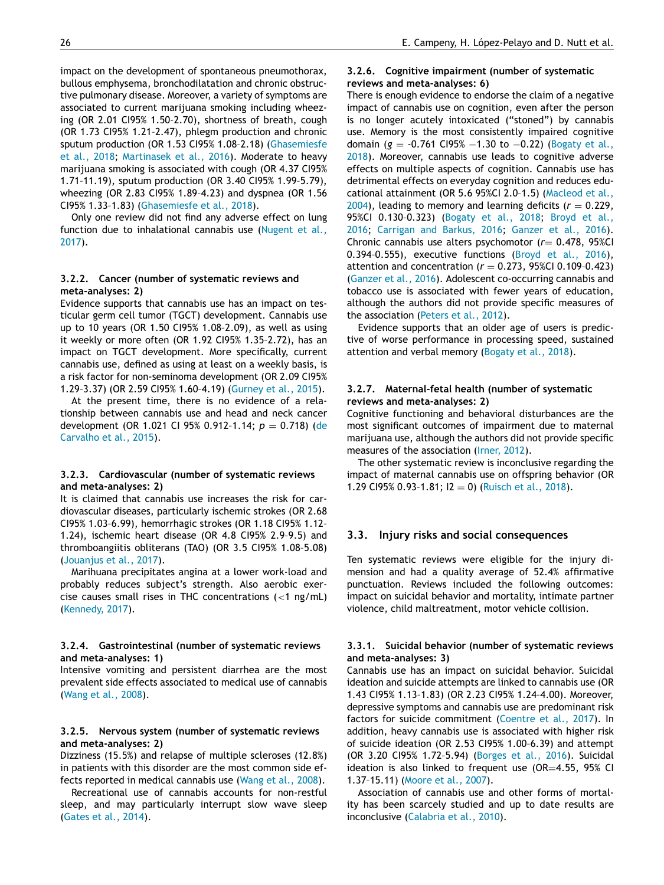impact on the development of spontaneous pneumothorax, bullous emphysema, bronchodilatation and chronic obstructive pulmonary disease. Moreover, a variety of symptoms are associated to current marijuana smoking including wheezing (OR 2.01 CI95% 1.50–2.70), shortness of breath, cough (OR 1.73 CI95% 1.21–2.47), phlegm production and chronic sputum production (OR 1.53 CI95% 1.08–2.18) (Ghasemiesfe et al., 2018; Martinasek et al., 2016). Moderate to heavy marijuana smoking is associated with cough (OR 4.37 CI95% 1.71–11.19), sputum production (OR 3.40 CI95% 1.99–5.79), wheezing (OR 2.83 CI95% 1.89–4.23) and dyspnea (OR 1.56 CI95% 1.33–1.83) (Ghasemiesfe et al., 2018).

Only one review did not find any adverse effect on lung function due to inhalational cannabis use (Nugent et al., 2017).

#### 3.2.2. Cancer (number of systematic reviews and meta-analyses: 2)

Evidence supports that cannabis use has an impact on testicular germ cell tumor (TGCT) development. Cannabis use up to 10 years (OR 1.50 CI95% 1.08–2.09), as well as using it weekly or more often (OR 1.92 CI95% 1.35–2.72), has an impact on TGCT development. More specifically, current cannabis use, defined as using at least on a weekly basis, is a risk factor for non-seminoma development (OR 2.09 CI95% 1.29–3.37) (OR 2.59 CI95% 1.60–4.19) (Gurney et al., 2015).

At the present time, there is no evidence of a relationship between cannabis use and head and neck cancer development (OR 1.021 CI 95% 0.912–1.14; $p = 0.718$) (de Carvalho et al., 2015).

#### 3.2.3. Cardiovascular (number of systematic reviews and meta-analyses: 2)

It is claimed that cannabis use increases the risk for cardiovascular diseases, particularly ischemic strokes (OR 2.68 CI95% 1.03–6.99), hemorrhagic strokes (OR 1.18 CI95% 1.12–1.24), ischemic heart disease (OR 4.8 CI95% 2.9–9.5) and thromboangiitis obliterans (TAO) (OR 3.5 CI95% 1.08–5.08) (Jouanjus et al., 2017).

Marihuana precipitates angina at a lower work-load and probably reduces subject's strength. Also aerobic exercise causes small rises in THC concentrations (<1 ng/mL) (Kennedy, 2017).

#### 3.2.4. Gastrointestinal (number of systematic reviews and meta-analyses: 1)

Intensive vomiting and persistent diarrhea are the most prevalent side effects associated to medical use of cannabis (Wang et al., 2008).

#### 3.2.5. Nervous system (number of systematic reviews and meta-analyses: 2)

Dizziness (15.5%) and relapse of multiple scleroses (12.8%) in patients with this disorder are the most common side effects reported in medical cannabis use (Wang et al., 2008).

Recreational use of cannabis accounts for non-restful sleep, and may particularly interrupt slow wave sleep (Gates et al., 2014).

#### 3.2.6. Cognitive impairment (number of systematic reviews and meta-analyses: 6)

There is enough evidence to endorse the claim of a negative impact of cannabis use on cognition, even after the person is no longer acutely intoxicated ("stoned") by cannabis use. Memory is the most consistently impaired cognitive domain ($g$ = -0.761 CI95% −1.30 to −0.22) (Bogaty et al., 2018). Moreover, cannabis use leads to cognitive adverse effects on multiple aspects of cognition. Cannabis use has detrimental effects on everyday cognition and reduces educational attainment (OR 5.6 95%CI 2.0–1.5) (Macleod et al., 2004), leading to memory and learning deficits ($r = 0.229$, 95%CI 0.130–0.323) (Bogaty et al., 2018; Broyd et al., 2016; Carrigan and Barkus, 2016; Ganzer et al., 2016). Chronic cannabis use alters psychomotor ($r$= 0.478, 95%CI 0.394–0.555), executive functions (Broyd et al., 2016), attention and concentration ($r = 0.273$, 95%CI 0.109–0.423) (Ganzer et al., 2016). Adolescent co-occurring cannabis and tobacco use is associated with fewer years of education, although the authors did not provide specific measures of the association (Peters et al., 2012).

Evidence supports that an older age of users is predictive of worse performance in processing speed, sustained attention and verbal memory (Bogaty et al., 2018).

#### 3.2.7. Maternal-fetal health (number of systematic reviews and meta-analyses: 2)

Cognitive functioning and behavioral disturbances are the most significant outcomes of impairment due to maternal marijuana use, although the authors did not provide specific measures of the association (Irner, 2012).

The other systematic review is inconclusive regarding the impact of maternal cannabis use on offspring behavior (OR 1.29 CI95% 0.93–1.81; I2 = 0) (Ruisch et al., 2018).

### 3.3. Injury risks and social consequences

Ten systematic reviews were eligible for the injury dimension and had a quality average of 52.4% affirmative punctuation. Reviews included the following outcomes: impact on suicidal behavior and mortality, intimate partner violence, child maltreatment, motor vehicle collision.

#### 3.3.1. Suicidal behavior (number of systematic reviews and meta-analyses: 3)

Cannabis use has an impact on suicidal behavior. Suicidal ideation and suicide attempts are linked to cannabis use (OR 1.43 CI95% 1.13–1.83) (OR 2.23 CI95% 1.24–4.00). Moreover, depressive symptoms and cannabis use are predominant risk factors for suicide commitment (Coentre et al., 2017). In addition, heavy cannabis use is associated with higher risk of suicide ideation (OR 2.53 CI95% 1.00–6.39) and attempt (OR 3.20 CI95% 1.72–5.94) (Borges et al., 2016). Suicidal ideation is also linked to frequent use (OR=4.55, 95% CI 1.37–15.11) (Moore et al., 2007).

Association of cannabis use and other forms of mortality has been scarcely studied and up to date results are inconclusive (Calabria et al., 2010).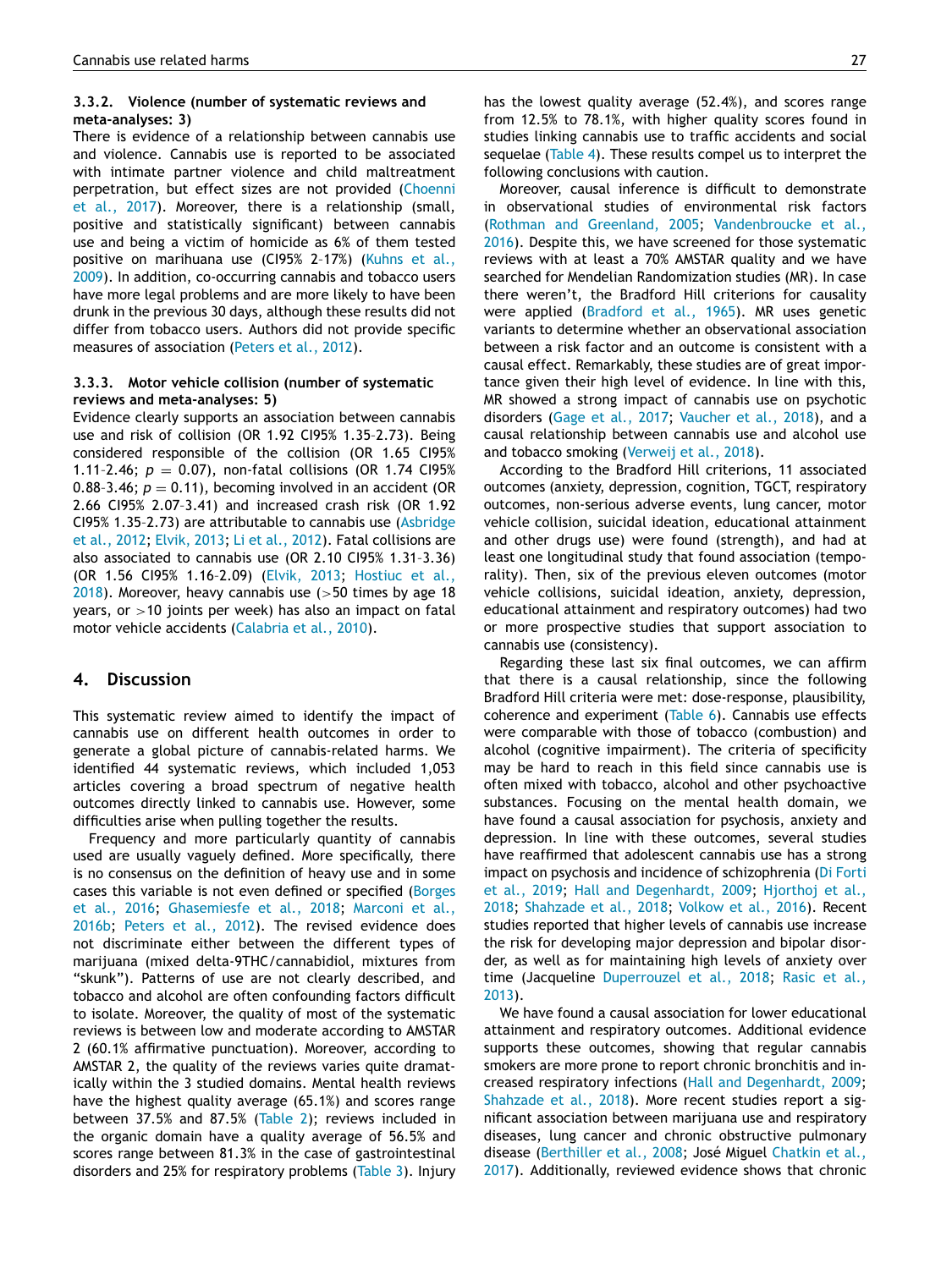### 3.3.2. Violence (number of systematic reviews and meta-analyses: 3)

There is evidence of a relationship between cannabis use and violence. Cannabis use is reported to be associated with intimate partner violence and child maltreatment perpetration, but effect sizes are not provided (Choenni et al., 2017). Moreover, there is a relationship (small, positive and statistically significant) between cannabis use and being a victim of homicide as 6% of them tested positive on marihuana use (CI95% 2–17%) (Kuhns et al., 2009). In addition, co-occurring cannabis and tobacco users have more legal problems and are more likely to have been drunk in the previous 30 days, although these results did not differ from tobacco users. Authors did not provide specific measures of association (Peters et al., 2012).

### 3.3.3. Motor vehicle collision (number of systematic reviews and meta-analyses: 5)

Evidence clearly supports an association between cannabis use and risk of collision (OR 1.92 CI95% 1.35–2.73). Being considered responsible of the collision (OR 1.65 CI95% 1.11–2.46; $p = 0.07$), non-fatal collisions (OR 1.74 CI95% 0.88–3.46; $p = 0.11$), becoming involved in an accident (OR 2.66 CI95% 2.07–3.41) and increased crash risk (OR 1.92 CI95% 1.35–2.73) are attributable to cannabis use (Asbridge et al., 2012; Elvik, 2013; Li et al., 2012). Fatal collisions are also associated to cannabis use (OR 2.10 CI95% 1.31–3.36) (OR 1.56 CI95% 1.16–2.09) (Elvik, 2013; Hostiuc et al., 2018). Moreover, heavy cannabis use (>50 times by age 18 years, or >10 joints per week) has also an impact on fatal motor vehicle accidents (Calabria et al., 2010).

## 4. Discussion

This systematic review aimed to identify the impact of cannabis use on different health outcomes in order to generate a global picture of cannabis-related harms. We identified 44 systematic reviews, which included 1,053 articles covering a broad spectrum of negative health outcomes directly linked to cannabis use. However, some difficulties arise when pulling together the results.

Frequency and more particularly quantity of cannabis used are usually vaguely defined. More specifically, there is no consensus on the definition of heavy use and in some cases this variable is not even defined or specified (Borges et al., 2016; Ghasemiesfe et al., 2018; Marconi et al., 2016b; Peters et al., 2012). The revised evidence does not discriminate either between the different types of marijuana (mixed delta-9THC/cannabidiol, mixtures from "skunk"). Patterns of use are not clearly described, and tobacco and alcohol are often confounding factors difficult to isolate. Moreover, the quality of most of the systematic reviews is between low and moderate according to AMSTAR 2 (60.1% affirmative punctuation). Moreover, according to AMSTAR 2, the quality of the reviews varies quite dramatically within the 3 studied domains. Mental health reviews have the highest quality average (65.1%) and scores range between 37.5% and 87.5% (Table 2); reviews included in the organic domain have a quality average of 56.5% and scores range between 81.3% in the case of gastrointestinal disorders and 25% for respiratory problems (Table 3). Injury has the lowest quality average (52.4%), and scores range from 12.5% to 78.1%, with higher quality scores found in studies linking cannabis use to traffic accidents and social sequelae (Table 4). These results compel us to interpret the following conclusions with caution.

Moreover, causal inference is difficult to demonstrate in observational studies of environmental risk factors (Rothman and Greenland, 2005; Vandenbroucke et al., 2016). Despite this, we have screened for those systematic reviews with at least a 70% AMSTAR quality and we have searched for Mendelian Randomization studies (MR). In case there weren't, the Bradford Hill criterions for causality were applied (Bradford et al., 1965). MR uses genetic variants to determine whether an observational association between a risk factor and an outcome is consistent with a causal effect. Remarkably, these studies are of great importance given their high level of evidence. In line with this, MR showed a strong impact of cannabis use on psychotic disorders (Gage et al., 2017; Vaucher et al., 2018), and a causal relationship between cannabis use and alcohol use and tobacco smoking (Verweij et al., 2018).

According to the Bradford Hill criterions, 11 associated outcomes (anxiety, depression, cognition, TGCT, respiratory outcomes, non-serious adverse events, lung cancer, motor vehicle collision, suicidal ideation, educational attainment and other drugs use) were found (strength), and had at least one longitudinal study that found association (temporality). Then, six of the previous eleven outcomes (motor vehicle collisions, suicidal ideation, anxiety, depression, educational attainment and respiratory outcomes) had two or more prospective studies that support association to cannabis use (consistency).

Regarding these last six final outcomes, we can affirm that there is a causal relationship, since the following Bradford Hill criteria were met: dose-response, plausibility, coherence and experiment (Table 6). Cannabis use effects were comparable with those of tobacco (combustion) and alcohol (cognitive impairment). The criteria of specificity may be hard to reach in this field since cannabis use is often mixed with tobacco, alcohol and other psychoactive substances. Focusing on the mental health domain, we have found a causal association for psychosis, anxiety and depression. In line with these outcomes, several studies have reaffirmed that adolescent cannabis use has a strong impact on psychosis and incidence of schizophrenia (Di Forti et al., 2019; Hall and Degenhardt, 2009; Hjorthoj et al., 2018; Shahzade et al., 2018; Volkow et al., 2016). Recent studies reported that higher levels of cannabis use increase the risk for developing major depression and bipolar disorder, as well as for maintaining high levels of anxiety over time (Jacqueline Duperrouzel et al., 2018; Rasic et al., 2013).

We have found a causal association for lower educational attainment and respiratory outcomes. Additional evidence supports these outcomes, showing that regular cannabis smokers are more prone to report chronic bronchitis and increased respiratory infections (Hall and Degenhardt, 2009; Shahzade et al., 2018). More recent studies report a significant association between marijuana use and respiratory diseases, lung cancer and chronic obstructive pulmonary disease (Berthiller et al., 2008; José Miguel Chatkin et al., 2017). Additionally, reviewed evidence shows that chronic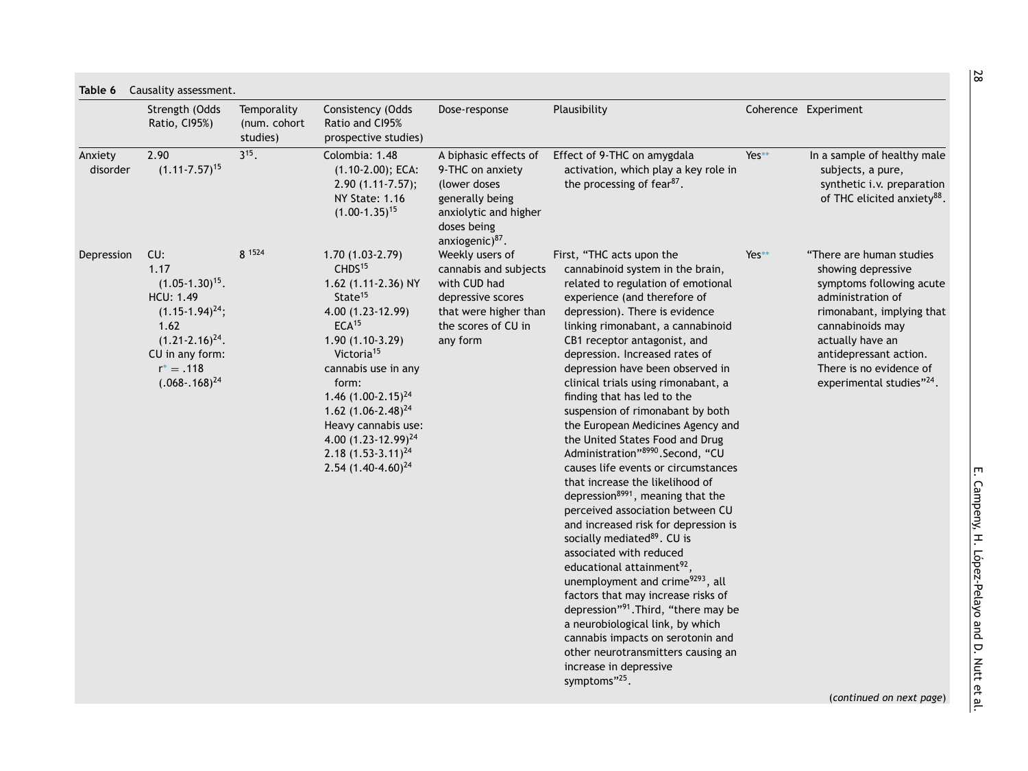**Table 6** Causality assessment.

| | Strength (Odds Ratio, CI95%) | Temporality (num. cohort studies) | Consistency (Odds Ratio and CI95% prospective studies) | Dose-response | Plausibility | Coherence | Experiment |
|---|---|---|---|---|---|---|---|
| Anxiety disorder | 2.90 (1.11-7.57)[15] | 3[15]. | Colombia: 1.48 (1.10-2.00); ECA: 2.90 (1.11-7.57); NY State: 1.16 (1.00-1.35)[15] | A biphasic effects of 9-THC on anxiety (lower doses generally being anxiolytic and higher doses being anxiogenic)[87]. | Effect of 9-THC on amygdala activation, which play a key role in the processing of fear[87]. | Yes** | In a sample of healthy male subjects, a pure, synthetic i.v. preparation of THC elicited anxiety[88]. |
| Depression | CU: 1.17 (1.05-1.30)[15]. HCU: 1.49 (1.15-1.94)[24]; 1.62 (1.21-2.16)[24]. CU in any form: r* = .118 (.068-.168)[24] | 8 [15,24] | 1.70 (1.03-2.79) CHDS[15] 1.62 (1.11-2.36) NY State[15] 4.00 (1.23-12.99) ECA[15] 1.90 (1.10-3.29) Victoria[15] cannabis use in any form: 1.46 (1.00-2.15)[24] 1.62 (1.06-2.48)[24] Heavy cannabis use: 4.00 (1.23-12.99)[24] 2.18 (1.53-3.11)[24] 2.54 (1.40-4.60)[24] | Weekly users of cannabis and subjects with CUD had depressive scores that were higher than the scores of CU in any form | First, "THC acts upon the cannabinoid system in the brain, related to regulation of emotional experience (and therefore of depression). There is evidence linking rimonabant, a cannabinoid CB1 receptor antagonist, and depression. Increased rates of depression have been observed in clinical trials using rimonabant, a finding that has led to the suspension of rimonabant by both the European Medicines Agency and the United States Food and Drug Administration"[89,90]. Second, "CU causes life events or circumstances that increase the likelihood of depression[89,91], meaning that the perceived association between CU and increased risk for depression is socially mediated[89]. CU is associated with reduced educational attainment[92], unemployment and crime[92,93], all factors that may increase risks of depression"[91]. Third, "there may be a neurobiological link, by which cannabis impacts on serotonin and other neurotransmitters causing an increase in depressive symptoms"[25]. | Yes** | "There are human studies showing depressive symptoms following acute administration of rimonabant, implying that cannabinoids may actually have an antidepressant action. There is no evidence of experimental studies"[24]. |

(*continued on next page*)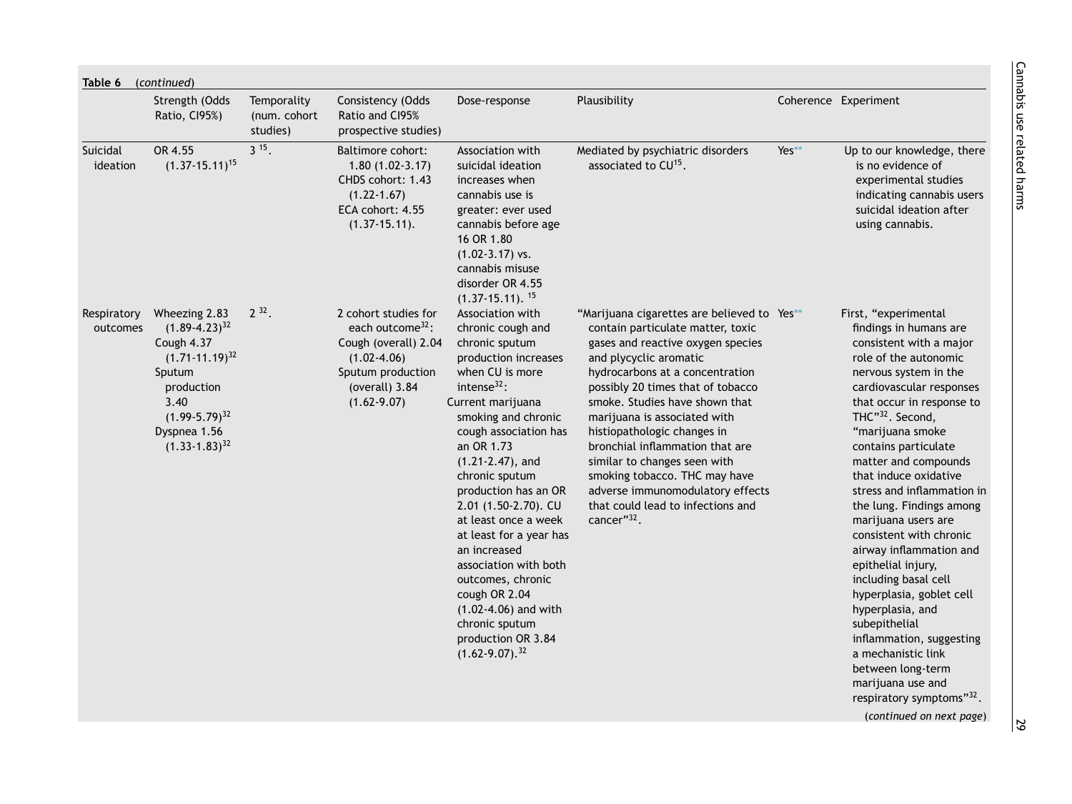**Table 6** (*continued*)

| | Strength (Odds Ratio, CI95%) | Temporality (num. cohort studies) | Consistency (Odds Ratio and CI95% prospective studies) | Dose-response | Plausibility | Coherence | Experiment |
|---|---|---|---|---|---|---|---|
| Suicidal ideation | OR 4.55 (1.37-15.11)[15] | 3 [15]. | Baltimore cohort: 1.80 (1.02-3.17) CHDS cohort: 1.43 (1.22-1.67) ECA cohort: 4.55 (1.37-15.11). | Association with suicidal ideation increases when cannabis use is greater: ever used cannabis before age 16 OR 1.80 (1.02-3.17) vs. cannabis misuse disorder OR 4.55 (1.37-15.11). [15] | Mediated by psychiatric disorders associated to CU[15]. | Yes** | Up to our knowledge, there is no evidence of experimental studies indicating cannabis users suicidal ideation after using cannabis. |
| Respiratory outcomes | Wheezing 2.83 (1.89-4.23)[32] Cough 4.37 (1.71-11.19)[32] Sputum production 3.40 (1.99-5.79)[32] Dyspnea 1.56 (1.33-1.83)[32] | 2 [32]. | 2 cohort studies for each outcome[32]: Cough (overall) 2.04 (1.02-4.06) Sputum production (overall) 3.84 (1.62-9.07) | Association with chronic cough and chronic sputum production increases when CU is more intense[32]: Current marijuana smoking and chronic cough association has an OR 1.73 (1.21-2.47), and chronic sputum production has an OR 2.01 (1.50-2.70). CU at least once a week at least for a year has an increased association with both outcomes, chronic cough OR 2.04 (1.02-4.06) and with chronic sputum production OR 3.84 (1.62-9.07).[32] | "Marijuana cigarettes are believed to contain particulate matter, toxic gases and reactive oxygen species and plycyclic aromatic hydrocarbons at a concentration possibly 20 times that of tobacco smoke. Studies have shown that marijuana is associated with histiopathologic changes in bronchial inflammation that are similar to changes seen with smoking tobacco. THC may have adverse immunomodulatory effects that could lead to infections and cancer"[32]. | Yes** | First, "experimental findings in humans are consistent with a major role of the autonomic nervous system in the cardiovascular responses that occur in response to THC"[32]. Second, "marijuana smoke contains particulate matter and compounds that induce oxidative stress and inflammation in the lung. Findings among marijuana users are consistent with chronic airway inflammation and epithelial injury, including basal cell hyperplasia, goblet cell hyperplasia, and subepithelial inflammation, suggesting a mechanistic link between long-term marijuana use and respiratory symptoms"[32]. |

(*continued on next page*)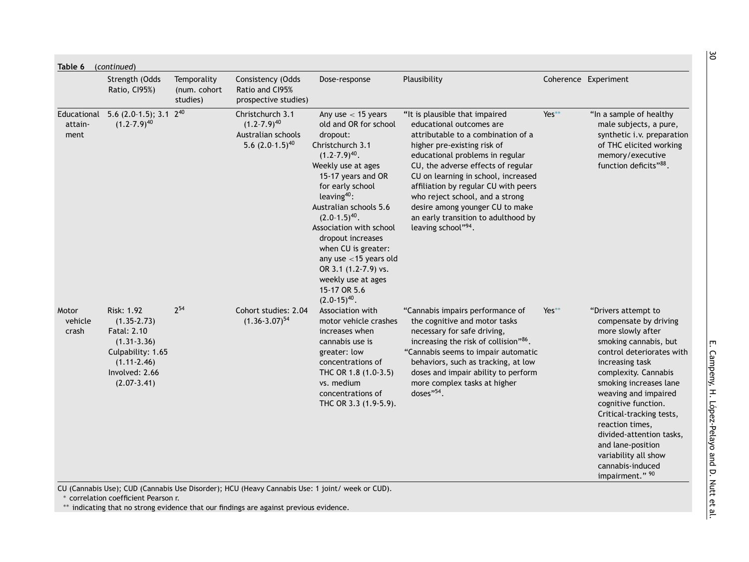**Table 6** (*continued*)

| | Strength (Odds Ratio, CI95%) | Temporality (num. cohort studies) | Consistency (Odds Ratio and CI95% prospective studies) | Dose-response | Plausibility | Coherence | Experiment |
|---|---|---|---|---|---|---|---|
| Educational attainment | 5.6 (2.0-1.5); 3.1 (1.2-7.9)[40] | 2[40] | Christchurch 3.1 (1.2-7.9)[40] Australian schools 5.6 (2.0-1.5)[40] | Any use < 15 years old and OR for school dropout: Christchurch 3.1 (1.2-7.9)[40]. Weekly use at ages 15-17 years and OR for early school leaving[40]: Australian schools 5.6 (2.0-1.5)[40]. Association with school dropout increases when CU is greater: any use <15 years old OR 3.1 (1.2-7.9) vs. weekly use at ages 15-17 OR 5.6 (2.0-15)[40]. | "It is plausible that impaired educational outcomes are attributable to a combination of a higher pre-existing risk of educational problems in regular CU, the adverse effects of regular CU on learning in school, increased affiliation by regular CU with peers who reject school, and a strong desire among younger CU to make an early transition to adulthood by leaving school"[94]. | Yes** | "In a sample of healthy male subjects, a pure, synthetic i.v. preparation of THC elicited working memory/executive function deficits"[88]. |
| Motor vehicle crash | Risk: 1.92 (1.35-2.73) Fatal: 2.10 (1.31-3.36) Culpability: 1.65 (1.11-2.46) Involved: 2.66 (2.07-3.41) | 2[54] | Cohort studies: 2.04 (1.36-3.07)[54] | Association with motor vehicle crashes increases when cannabis use is greater: low concentrations of THC OR 1.8 (1.0-3.5) vs. medium concentrations of THC OR 3.3 (1.9-5.9). | "Cannabis impairs performance of the cognitive and motor tasks necessary for safe driving, increasing the risk of collision"[86]. "Cannabis seems to impair automatic behaviors, such as tracking, at low doses and impair ability to perform more complex tasks at higher doses"[54]. | Yes** | "Drivers attempt to compensate by driving more slowly after smoking cannabis, but control deteriorates with increasing task complexity. Cannabis smoking increases lane weaving and impaired cognitive function. Critical-tracking tests, reaction times, divided-attention tasks, and lane-position variability all show cannabis-induced impairment." [90] |

CU (Cannabis Use); CUD (Cannabis Use Disorder); HCU (Heavy Cannabis Use: 1 joint/ week or CUD).

\* correlation coefficient Pearson r.

\*\* indicating that no strong evidence that our findings are against previous evidence.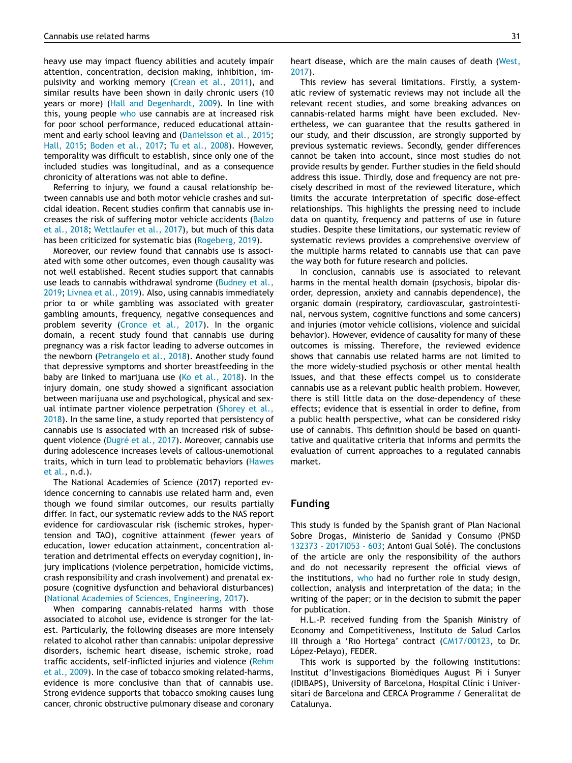heavy use may impact fluency abilities and acutely impair attention, concentration, decision making, inhibition, impulsivity and working memory (Crean et al., 2011), and similar results have been shown in daily chronic users (10 years or more) (Hall and Degenhardt, 2009). In line with this, young people who use cannabis are at increased risk for poor school performance, reduced educational attainment and early school leaving and (Danielsson et al., 2015; Hall, 2015; Boden et al., 2017; Tu et al., 2008). However, temporality was difficult to establish, since only one of the included studies was longitudinal, and as a consequence chronicity of alterations was not able to define.

Referring to injury, we found a causal relationship between cannabis use and both motor vehicle crashes and suicidal ideation. Recent studies confirm that cannabis use increases the risk of suffering motor vehicle accidents (Balzo et al., 2018; Wettlaufer et al., 2017), but much of this data has been criticized for systematic bias (Rogeberg, 2019).

Moreover, our review found that cannabis use is associated with some other outcomes, even though causality was not well established. Recent studies support that cannabis use leads to cannabis withdrawal syndrome (Budney et al., 2019; Livnea et al., 2019). Also, using cannabis immediately prior to or while gambling was associated with greater gambling amounts, frequency, negative consequences and problem severity (Cronce et al., 2017). In the organic domain, a recent study found that cannabis use during pregnancy was a risk factor leading to adverse outcomes in the newborn (Petrangelo et al., 2018). Another study found that depressive symptoms and shorter breastfeeding in the baby are linked to marijuana use (Ko et al., 2018). In the injury domain, one study showed a significant association between marijuana use and psychological, physical and sexual intimate partner violence perpetration (Shorey et al., 2018). In the same line, a study reported that persistency of cannabis use is associated with an increased risk of subsequent violence (Dugré et al., 2017). Moreover, cannabis use during adolescence increases levels of callous-unemotional traits, which in turn lead to problematic behaviors (Hawes et al., n.d.).

The National Academies of Science (2017) reported evidence concerning to cannabis use related harm and, even though we found similar outcomes, our results partially differ. In fact, our systematic review adds to the NAS report evidence for cardiovascular risk (ischemic strokes, hypertension and TAO), cognitive attainment (fewer years of education, lower education attainment, concentration alteration and detrimental effects on everyday cognition), injury implications (violence perpetration, homicide victims, crash responsibility and crash involvement) and prenatal exposure (cognitive dysfunction and behavioral disturbances) (National Academies of Sciences, Engineering, 2017).

When comparing cannabis-related harms with those associated to alcohol use, evidence is stronger for the latest. Particularly, the following diseases are more intensely related to alcohol rather than cannabis: unipolar depressive disorders, ischemic heart disease, ischemic stroke, road traffic accidents, self-inflicted injuries and violence (Rehm et al., 2009). In the case of tobacco smoking related-harms, evidence is more conclusive than that of cannabis use. Strong evidence supports that tobacco smoking causes lung cancer, chronic obstructive pulmonary disease and coronary heart disease, which are the main causes of death (West, 2017).

This review has several limitations. Firstly, a systematic review of systematic reviews may not include all the relevant recent studies, and some breaking advances on cannabis-related harms might have been excluded. Nevertheless, we can guarantee that the results gathered in our study, and their discussion, are strongly supported by previous systematic reviews. Secondly, gender differences cannot be taken into account, since most studies do not provide results by gender. Further studies in the field should address this issue. Thirdly, dose and frequency are not precisely described in most of the reviewed literature, which limits the accurate interpretation of specific dose-effect relationships. This highlights the pressing need to include data on quantity, frequency and patterns of use in future studies. Despite these limitations, our systematic review of systematic reviews provides a comprehensive overview of the multiple harms related to cannabis use that can pave the way both for future research and policies.

In conclusion, cannabis use is associated to relevant harms in the mental health domain (psychosis, bipolar disorder, depression, anxiety and cannabis dependence), the organic domain (respiratory, cardiovascular, gastrointestinal, nervous system, cognitive functions and some cancers) and injuries (motor vehicle collisions, violence and suicidal behavior). However, evidence of causality for many of these outcomes is missing. Therefore, the reviewed evidence shows that cannabis use related harms are not limited to the more widely-studied psychosis or other mental health issues, and that these effects compel us to considerate cannabis use as a relevant public health problem. However, there is still little data on the dose-dependency of these effects; evidence that is essential in order to define, from a public health perspective, what can be considered risky use of cannabis. This definition should be based on quantitative and qualitative criteria that informs and permits the evaluation of current approaches to a regulated cannabis market.

## Funding

This study is funded by the Spanish grant of Plan Nacional Sobre Drogas, Ministerio de Sanidad y Consumo (PNSD 132373 - 2017I053 - 603; Antoni Gual Solé). The conclusions of the article are only the responsibility of the authors and do not necessarily represent the official views of the institutions, who had no further role in study design, collection, analysis and interpretation of the data; in the writing of the paper; or in the decision to submit the paper for publication.

H.L.-P. received funding from the Spanish Ministry of Economy and Competitiveness, Instituto de Salud Carlos III through a 'Rıo Hortega' contract (CM17/00123, to Dr. López-Pelayo), FEDER.

This work is supported by the following institutions: Institut d'Investigacions Biomèdiques August Pi i Sunyer (IDIBAPS), University of Barcelona, Hospital Clínic i Universitari de Barcelona and CERCA Programme / Generalitat de Catalunya.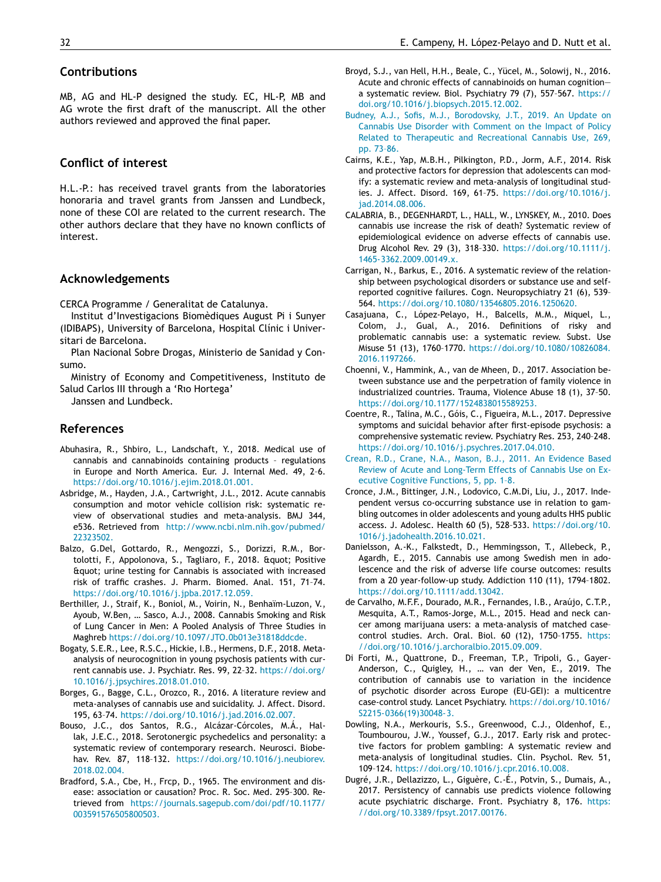## Contributions

MB, AG and HL-P designed the study. EC, HL-P, MB and AG wrote the first draft of the manuscript. All the other authors reviewed and approved the final paper.

## Conflict of interest

H.L.-P.: has received travel grants from the laboratories honoraria and travel grants from Janssen and Lundbeck, none of these COI are related to the current research. The other authors declare that they have no known conflicts of interest.

## Acknowledgements

CERCA Programme / Generalitat de Catalunya.

Institut d'Investigacions Biomèdiques August Pi i Sunyer (IDIBAPS), University of Barcelona, Hospital Clínic i Universitari de Barcelona.

Plan Nacional Sobre Drogas, Ministerio de Sanidad y Consumo.

Ministry of Economy and Competitiveness, Instituto de Salud Carlos III through a 'Rıo Hortega'

Janssen and Lundbeck.

## References

Abuhasira, R., Shbiro, L., Landschaft, Y., 2018. Medical use of cannabis and cannabinoids containing products – regulations in Europe and North America. Eur. J. Internal Med. 49, 2–6. https://doi.org/10.1016/j.ejim.2018.01.001.

Asbridge, M., Hayden, J.A., Cartwright, J.L., 2012. Acute cannabis consumption and motor vehicle collision risk: systematic review of observational studies and meta-analysis. BMJ 344, e536. Retrieved from http://www.ncbi.nlm.nih.gov/pubmed/22323502.

Balzo, G.Del, Gottardo, R., Mengozzi, S., Dorizzi, R.M., Bortolotti, F., Appolonova, S., Tagliaro, F., 2018. &quot; Positive &quot; urine testing for Cannabis is associated with increased risk of traffic crashes. J. Pharm. Biomed. Anal. 151, 71–74. https://doi.org/10.1016/j.jpba.2017.12.059.

Berthiller, J., Straif, K., Boniol, M., Voirin, N., Benhaïm-Luzon, V., Ayoub, W.Ben, … Sasco, A.J., 2008. Cannabis Smoking and Risk of Lung Cancer in Men: A Pooled Analysis of Three Studies in Maghreb https://doi.org/10.1097/JTO.0b013e31818ddcde.

Bogaty, S.E.R., Lee, R.S.C., Hickie, I.B., Hermens, D.F., 2018. Meta-analysis of neurocognition in young psychosis patients with current cannabis use. J. Psychiatr. Res. 99, 22–32. https://doi.org/10.1016/j.jpsychires.2018.01.010.

Borges, G., Bagge, C.L., Orozco, R., 2016. A literature review and meta-analyses of cannabis use and suicidality. J. Affect. Disord. 195, 63–74. https://doi.org/10.1016/j.jad.2016.02.007.

Bouso, J.C., dos Santos, R.G., Alcázar-Córcoles, M.Á., Hallak, J.E.C., 2018. Serotonergic psychedelics and personality: a systematic review of contemporary research. Neurosci. Biobehav. Rev. 87, 118–132. https://doi.org/10.1016/j.neubiorev.2018.02.004.

Bradford, S.A., Cbe, H., Frcp, D., 1965. The environment and disease: association or causation? Proc. R. Soc. Med. 295–300. Retrieved from https://journals.sagepub.com/doi/pdf/10.1177/003591576505800503.

Broyd, S.J., van Hell, H.H., Beale, C., Yücel, M., Solowij, N., 2016. Acute and chronic effects of cannabinoids on human cognition—a systematic review. Biol. Psychiatry 79 (7), 557–567. https://doi.org/10.1016/j.biopsych.2015.12.002.

Budney, A.J., Sofis, M.J., Borodovsky, J.T., 2019. An Update on Cannabis Use Disorder with Comment on the Impact of Policy Related to Therapeutic and Recreational Cannabis Use, 269, pp. 73–86.

Cairns, K.E., Yap, M.B.H., Pilkington, P.D., Jorm, A.F., 2014. Risk and protective factors for depression that adolescents can modify: a systematic review and meta-analysis of longitudinal studies. J. Affect. Disord. 169, 61–75. https://doi.org/10.1016/j.jad.2014.08.006.

CALABRIA, B., DEGENHARDT, L., HALL, W., LYNSKEY, M., 2010. Does cannabis use increase the risk of death? Systematic review of epidemiological evidence on adverse effects of cannabis use. Drug Alcohol Rev. 29 (3), 318–330. https://doi.org/10.1111/j.1465-3362.2009.00149.x.

Carrigan, N., Barkus, E., 2016. A systematic review of the relationship between psychological disorders or substance use and self-reported cognitive failures. Cogn. Neuropsychiatry 21 (6), 539–564. https://doi.org/10.1080/13546805.2016.1250620.

Casajuana, C., López-Pelayo, H., Balcells, M.M., Miquel, L., Colom, J., Gual, A., 2016. Definitions of risky and problematic cannabis use: a systematic review. Subst. Use Misuse 51 (13), 1760–1770. https://doi.org/10.1080/10826084.2016.1197266.

Choenni, V., Hammink, A., van de Mheen, D., 2017. Association between substance use and the perpetration of family violence in industrialized countries. Trauma, Violence Abuse 18 (1), 37–50. https://doi.org/10.1177/1524838015589253.

Coentre, R., Talina, M.C., Góis, C., Figueira, M.L., 2017. Depressive symptoms and suicidal behavior after first-episode psychosis: a comprehensive systematic review. Psychiatry Res. 253, 240–248. https://doi.org/10.1016/j.psychres.2017.04.010.

Crean, R.D., Crane, N.A., Mason, B.J., 2011. An Evidence Based Review of Acute and Long-Term Effects of Cannabis Use on Executive Cognitive Functions, 5, pp. 1–8.

Cronce, J.M., Bittinger, J.N., Lodovico, C.M.Di, Liu, J., 2017. Independent versus co-occurring substance use in relation to gambling outcomes in older adolescents and young adults HHS public access. J. Adolesc. Health 60 (5), 528–533. https://doi.org/10.1016/j.jadohealth.2016.10.021.

Danielsson, A.-K., Falkstedt, D., Hemmingsson, T., Allebeck, P., Agardh, E., 2015. Cannabis use among Swedish men in adolescence and the risk of adverse life course outcomes: results from a 20 year-follow-up study. Addiction 110 (11), 1794–1802. https://doi.org/10.1111/add.13042.

de Carvalho, M.F.F., Dourado, M.R., Fernandes, I.B., Araújo, C.T.P., Mesquita, A.T., Ramos-Jorge, M.L., 2015. Head and neck cancer among marijuana users: a meta-analysis of matched case-control studies. Arch. Oral. Biol. 60 (12), 1750–1755. https://doi.org/10.1016/j.archoralbio.2015.09.009.

Di Forti, M., Quattrone, D., Freeman, T.P., Tripoli, G., Gayer-Anderson, C., Quigley, H., … van der Ven, E., 2019. The contribution of cannabis use to variation in the incidence of psychotic disorder across Europe (EU-GEI): a multicentre case-control study. Lancet Psychiatry. https://doi.org/10.1016/S2215-0366(19)30048-3.

Dowling, N.A., Merkouris, S.S., Greenwood, C.J., Oldenhof, E., Toumbourou, J.W., Youssef, G.J., 2017. Early risk and protective factors for problem gambling: A systematic review and meta-analysis of longitudinal studies. Clin. Psychol. Rev. 51, 109–124. https://doi.org/10.1016/j.cpr.2016.10.008.

Dugré, J.R., Dellazizzo, L., Giguère, C.-É., Potvin, S., Dumais, A., 2017. Persistency of cannabis use predicts violence following acute psychiatric discharge. Front. Psychiatry 8, 176. https://doi.org/10.3389/fpsyt.2017.00176.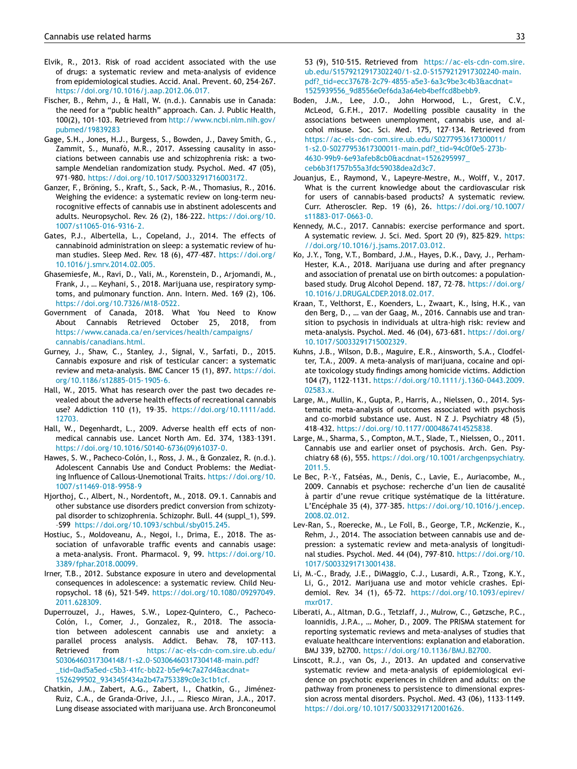Elvik, R., 2013. Risk of road accident associated with the use of drugs: a systematic review and meta-analysis of evidence from epidemiological studies. Accid. Anal. Prevent. 60, 254–267. https://doi.org/10.1016/j.aap.2012.06.017.

Fischer, B., Rehm, J., & Hall, W. (n.d.). Cannabis use in Canada: the need for a "public health" approach. Can. J. Public Health, 100(2), 101–103. Retrieved from http://www.ncbi.nlm.nih.gov/pubmed/19839283

Gage, S.H., Jones, H.J., Burgess, S., Bowden, J., Davey Smith, G., Zammit, S., Munafò, M.R., 2017. Assessing causality in associations between cannabis use and schizophrenia risk: a two-sample Mendelian randomization study. Psychol. Med. 47 (05), 971–980. https://doi.org/10.1017/S0033291716003172.

Ganzer, F., Bröning, S., Kraft, S., Sack, P.-M., Thomasius, R., 2016. Weighing the evidence: a systematic review on long-term neurocognitive effects of cannabis use in abstinent adolescents and adults. Neuropsychol. Rev. 26 (2), 186–222. https://doi.org/10.1007/s11065-016-9316-2.

Gates, P.J., Albertella, L., Copeland, J., 2014. The effects of cannabinoid administration on sleep: a systematic review of human studies. Sleep Med. Rev. 18 (6), 477–487. https://doi.org/10.1016/j.smrv.2014.02.005.

Ghasemiesfe, M., Ravi, D., Vali, M., Korenstein, D., Arjomandi, M., Frank, J., … Keyhani, S., 2018. Marijuana use, respiratory symptoms, and pulmonary function. Ann. Intern. Med. 169 (2), 106. https://doi.org/10.7326/M18-0522.

Government of Canada, 2018. What You Need to Know About Cannabis Retrieved October 25, 2018, from https://www.canada.ca/en/services/health/campaigns/cannabis/canadians.html.

Gurney, J., Shaw, C., Stanley, J., Signal, V., Sarfati, D., 2015. Cannabis exposure and risk of testicular cancer: a systematic review and meta-analysis. BMC Cancer 15 (1), 897. https://doi.org/10.1186/s12885-015-1905-6.

Hall, W., 2015. What has research over the past two decades revealed about the adverse health effects of recreational cannabis use? Addiction 110 (1), 19–35. https://doi.org/10.1111/add.12703.

Hall, W., Degenhardt, L., 2009. Adverse health eff ects of non-medical cannabis use. Lancet North Am. Ed. 374, 1383–1391. https://doi.org/10.1016/S0140-6736(09)61037-0.

Hawes, S. W., Pacheco-Colón, I., Ross, J. M., & Gonzalez, R. (n.d.). Adolescent Cannabis Use and Conduct Problems: the Mediating Influence of Callous-Unemotional Traits. https://doi.org/10.1007/s11469-018-9958-9

Hjorthoj, C., Albert, N., Nordentoft, M., 2018. O9.1. Cannabis and other substance use disorders predict conversion from schizotypal disorder to schizophrenia. Schizophr. Bull. 44 (suppl_1), S99. –S99 https://doi.org/10.1093/schbul/sby015.245.

Hostiuc, S., Moldoveanu, A., Negoi, I., Drima, E., 2018. The association of unfavorable traffic events and cannabis usage: a meta-analysis. Front. Pharmacol. 9, 99. https://doi.org/10.3389/fphar.2018.00099.

Irner, T.B., 2012. Substance exposure in utero and developmental consequences in adolescence: a systematic review. Child Neuropsychol. 18 (6), 521–549. https://doi.org/10.1080/09297049.2011.628309.

Duperrouzel, J., Hawes, S.W., Lopez-Quintero, C., Pacheco-Colón, I., Comer, J., Gonzalez, R., 2018. The association between adolescent cannabis use and anxiety: a parallel process analysis. Addict. Behav. 78, 107–113. Retrieved from https://ac-els-cdn-com.sire.ub.edu/S0306460317304148/1-s2.0-S0306460317304148-main.pdf?_tid=0ad5a5ed-c5b3-41fc-bb22-b5e94c7a27d4&acdnat=1526299502_934345f434a2b47a753389c0e3c1b1cf.

Chatkin, J.M., Zabert, A.G., Zabert, I., Chatkin, G., Jiménez-Ruiz, C.A., de Granda-Orive, J.I., … Riesco Miran, J.A., 2017. Lung disease associated with marijuana use. Arch Bronconeumol 53 (9), 510–515. Retrieved from https://ac-els-cdn-com.sire.ub.edu/S1579212917302240/1-s2.0-S1579212917302240-main.pdf?_tid=ecc37678-2c79-4855-a5e3-6a3c9be3c4b3&acdnat=1525939556_9d8556e0ef6da3a64eb4beffcd8bebb9.

Boden, J.M., Lee, J.O., John Horwood, L., Grest, C.V., McLeod, G.F.H., 2017. Modelling possible causality in the associations between unemployment, cannabis use, and alcohol misuse. Soc. Sci. Med. 175, 127–134. Retrieved from https://ac-els-cdn-com.sire.ub.edu/S0277953617300011/1-s2.0-S0277953617300011-main.pdf?_tid=94c0f0e5-273b-4630-99b9-6e93afeb8cb0&acdnat=1526295997_ceb6b3f1757b55a3fdc59038dea2d3c7.

Jouanjus, E., Raymond, V., Lapeyre-Mestre, M., Wolff, V., 2017. What is the current knowledge about the cardiovascular risk for users of cannabis-based products? A systematic review. Curr. Atheroscler. Rep. 19 (6), 26. https://doi.org/10.1007/s11883-017-0663-0.

Kennedy, M.C., 2017. Cannabis: exercise performance and sport. A systematic review. J. Sci. Med. Sport 20 (9), 825–829. https://doi.org/10.1016/j.jsams.2017.03.012.

Ko, J.Y., Tong, V.T., Bombard, J.M., Hayes, D.K., Davy, J., Perham-Hester, K.A., 2018. Marijuana use during and after pregnancy and association of prenatal use on birth outcomes: a population-based study. Drug Alcohol Depend. 187, 72–78. https://doi.org/10.1016/J.DRUGALCDEP.2018.02.017.

Kraan, T., Velthorst, E., Koenders, L., Zwaart, K., Ising, H.K., van den Berg, D., … van der Gaag, M., 2016. Cannabis use and transition to psychosis in individuals at ultra-high risk: review and meta-analysis. Psychol. Med. 46 (04), 673–681. https://doi.org/10.1017/S0033291715002329.

Kuhns, J.B., Wilson, D.B., Maguire, E.R., Ainsworth, S.A., Clodfelter, T.A., 2009. A meta-analysis of marijuana, cocaine and opiate toxicology study findings among homicide victims. Addiction 104 (7), 1122–1131. https://doi.org/10.1111/j.1360-0443.2009.02583.x.

Large, M., Mullin, K., Gupta, P., Harris, A., Nielssen, O., 2014. Systematic meta-analysis of outcomes associated with psychosis and co-morbid substance use. Aust. N Z J. Psychiatry 48 (5), 418–432. https://doi.org/10.1177/0004867414525838.

Large, M., Sharma, S., Compton, M.T., Slade, T., Nielssen, O., 2011. Cannabis use and earlier onset of psychosis. Arch. Gen. Psychiatry 68 (6), 555. https://doi.org/10.1001/archgenpsychiatry.2011.5.

Le Bec, P.-Y., Fatséas, M., Denis, C., Lavie, E., Auriacombe, M., 2009. Cannabis et psychose: recherche d'un lien de causalité à partir d'une revue critique systématique de la littérature. L'Encéphale 35 (4), 377–385. https://doi.org/10.1016/j.encep.2008.02.012.

Lev-Ran, S., Roerecke, M., Le Foll, B., George, T.P., McKenzie, K., Rehm, J., 2014. The association between cannabis use and depression: a systematic review and meta-analysis of longitudinal studies. Psychol. Med. 44 (04), 797–810. https://doi.org/10.1017/S0033291713001438.

Li, M.-C., Brady, J.E., DiMaggio, C.J., Lusardi, A.R., Tzong, K.Y., Li, G., 2012. Marijuana use and motor vehicle crashes. Epidemiol. Rev. 34 (1), 65–72. https://doi.org/10.1093/epirev/mxr017.

Liberati, A., Altman, D.G., Tetzlaff, J., Mulrow, C., Gøtzsche, P.C., Ioannidis, J.P.A., … Moher, D., 2009. The PRISMA statement for reporting systematic reviews and meta-analyses of studies that evaluate healthcare interventions: explanation and elaboration. BMJ 339, b2700. https://doi.org/10.1136/BMJ.B2700.

Linscott, R.J., van Os, J., 2013. An updated and conservative systematic review and meta-analysis of epidemiological evidence on psychotic experiences in children and adults: on the pathway from proneness to persistence to dimensional expression across mental disorders. Psychol. Med. 43 (06), 1133–1149. https://doi.org/10.1017/S0033291712001626.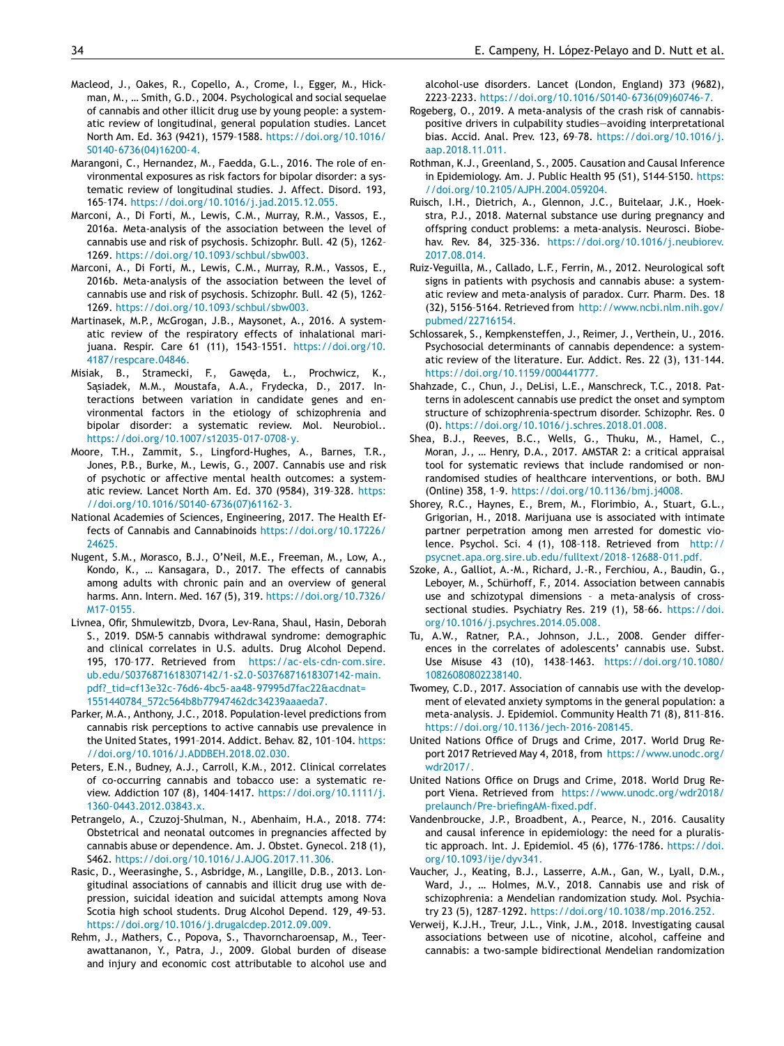Macleod, J., Oakes, R., Copello, A., Crome, I., Egger, M., Hickman, M., … Smith, G.D., 2004. Psychological and social sequelae of cannabis and other illicit drug use by young people: a systematic review of longitudinal, general population studies. Lancet North Am. Ed. 363 (9421), 1579–1588. https://doi.org/10.1016/S0140-6736(04)16200-4.

Marangoni, C., Hernandez, M., Faedda, G.L., 2016. The role of environmental exposures as risk factors for bipolar disorder: a systematic review of longitudinal studies. J. Affect. Disord. 193, 165–174. https://doi.org/10.1016/j.jad.2015.12.055.

Marconi, A., Di Forti, M., Lewis, C.M., Murray, R.M., Vassos, E., 2016a. Meta-analysis of the association between the level of cannabis use and risk of psychosis. Schizophr. Bull. 42 (5), 1262–1269. https://doi.org/10.1093/schbul/sbw003.

Marconi, A., Di Forti, M., Lewis, C.M., Murray, R.M., Vassos, E., 2016b. Meta-analysis of the association between the level of cannabis use and risk of psychosis. Schizophr. Bull. 42 (5), 1262–1269. https://doi.org/10.1093/schbul/sbw003.

Martinasek, M.P., McGrogan, J.B., Maysonet, A., 2016. A systematic review of the respiratory effects of inhalational marijuana. Respir. Care 61 (11), 1543–1551. https://doi.org/10.4187/respcare.04846.

Misiak, B., Stramecki, F., Gawęda, Ł., Prochwicz, K., Sąsiadek, M.M., Moustafa, A.A., Frydecka, D., 2017. Interactions between variation in candidate genes and environmental factors in the etiology of schizophrenia and bipolar disorder: a systematic review. Mol. Neurobiol.. https://doi.org/10.1007/s12035-017-0708-y.

Moore, T.H., Zammit, S., Lingford-Hughes, A., Barnes, T.R., Jones, P.B., Burke, M., Lewis, G., 2007. Cannabis use and risk of psychotic or affective mental health outcomes: a systematic review. Lancet North Am. Ed. 370 (9584), 319–328. https://doi.org/10.1016/S0140-6736(07)61162-3.

National Academies of Sciences, Engineering, 2017. The Health Effects of Cannabis and Cannabinoids https://doi.org/10.17226/24625.

Nugent, S.M., Morasco, B.J., O'Neil, M.E., Freeman, M., Low, A., Kondo, K., … Kansagara, D., 2017. The effects of cannabis among adults with chronic pain and an overview of general harms. Ann. Intern. Med. 167 (5), 319. https://doi.org/10.7326/M17-0155.

Livnea, Ofir, Shmulewitzb, Dvora, Lev-Rana, Shaul, Hasin, Deborah S., 2019. DSM-5 cannabis withdrawal syndrome: demographic and clinical correlates in U.S. adults. Drug Alcohol Depend. 195, 170–177. Retrieved from https://ac-els-cdn-com.sire.ub.edu/S0376871618307142/1-s2.0-S0376871618307142-main.pdf?_tid=cf13e32c-76d6-4bc5-aa48-97995d7fac22&acdnat=1551440784_572c564b8b77947462dc34239aaaeda7.

Parker, M.A., Anthony, J.C., 2018. Population-level predictions from cannabis risk perceptions to active cannabis use prevalence in the United States, 1991–2014. Addict. Behav. 82, 101–104. https://doi.org/10.1016/J.ADDBEH.2018.02.030.

Peters, E.N., Budney, A.J., Carroll, K.M., 2012. Clinical correlates of co-occurring cannabis and tobacco use: a systematic review. Addiction 107 (8), 1404–1417. https://doi.org/10.1111/j.1360-0443.2012.03843.x.

Petrangelo, A., Czuzoj-Shulman, N., Abenhaim, H.A., 2018. 774: Obstetrical and neonatal outcomes in pregnancies affected by cannabis abuse or dependence. Am. J. Obstet. Gynecol. 218 (1), S462. https://doi.org/10.1016/J.AJOG.2017.11.306.

Rasic, D., Weerasinghe, S., Asbridge, M., Langille, D.B., 2013. Longitudinal associations of cannabis and illicit drug use with depression, suicidal ideation and suicidal attempts among Nova Scotia high school students. Drug Alcohol Depend. 129, 49–53. https://doi.org/10.1016/j.drugalcdep.2012.09.009.

Rehm, J., Mathers, C., Popova, S., Thavorncharoensap, M., Teerawattananon, Y., Patra, J., 2009. Global burden of disease and injury and economic cost attributable to alcohol use and alcohol-use disorders. Lancet (London, England) 373 (9682), 2223–2233. https://doi.org/10.1016/S0140-6736(09)60746-7.

Rogeberg, O., 2019. A meta-analysis of the crash risk of cannabis-positive drivers in culpability studies—avoiding interpretational bias. Accid. Anal. Prev. 123, 69–78. https://doi.org/10.1016/j.aap.2018.11.011.

Rothman, K.J., Greenland, S., 2005. Causation and Causal Inference in Epidemiology. Am. J. Public Health 95 (S1), S144–S150. https://doi.org/10.2105/AJPH.2004.059204.

Ruisch, I.H., Dietrich, A., Glennon, J.C., Buitelaar, J.K., Hoekstra, P.J., 2018. Maternal substance use during pregnancy and offspring conduct problems: a meta-analysis. Neurosci. Biobehav. Rev. 84, 325–336. https://doi.org/10.1016/j.neubiorev.2017.08.014.

Ruiz-Veguilla, M., Callado, L.F., Ferrin, M., 2012. Neurological soft signs in patients with psychosis and cannabis abuse: a systematic review and meta-analysis of paradox. Curr. Pharm. Des. 18 (32), 5156–5164. Retrieved from http://www.ncbi.nlm.nih.gov/pubmed/22716154.

Schlossarek, S., Kempkensteffen, J., Reimer, J., Verthein, U., 2016. Psychosocial determinants of cannabis dependence: a systematic review of the literature. Eur. Addict. Res. 22 (3), 131–144. https://doi.org/10.1159/000441777.

Shahzade, C., Chun, J., DeLisi, L.E., Manschreck, T.C., 2018. Patterns in adolescent cannabis use predict the onset and symptom structure of schizophrenia-spectrum disorder. Schizophr. Res. 0 (0). https://doi.org/10.1016/j.schres.2018.01.008.

Shea, B.J., Reeves, B.C., Wells, G., Thuku, M., Hamel, C., Moran, J., … Henry, D.A., 2017. AMSTAR 2: a critical appraisal tool for systematic reviews that include randomised or non-randomised studies of healthcare interventions, or both. BMJ (Online) 358, 1–9. https://doi.org/10.1136/bmj.j4008.

Shorey, R.C., Haynes, E., Brem, M., Florimbio, A., Stuart, G.L., Grigorian, H., 2018. Marijuana use is associated with intimate partner perpetration among men arrested for domestic violence. Psychol. Sci. 4 (1), 108–118. Retrieved from http://psycnet.apa.org.sire.ub.edu/fulltext/2018-12688-011.pdf.

Szoke, A., Galliot, A.-M., Richard, J.-R., Ferchiou, A., Baudin, G., Leboyer, M., Schürhoff, F., 2014. Association between cannabis use and schizotypal dimensions – a meta-analysis of cross-sectional studies. Psychiatry Res. 219 (1), 58–66. https://doi.org/10.1016/j.psychres.2014.05.008.

Tu, A.W., Ratner, P.A., Johnson, J.L., 2008. Gender differences in the correlates of adolescents' cannabis use. Subst. Use Misuse 43 (10), 1438–1463. https://doi.org/10.1080/10826080802238140.

Twomey, C.D., 2017. Association of cannabis use with the development of elevated anxiety symptoms in the general population: a meta-analysis. J. Epidemiol. Community Health 71 (8), 811–816. https://doi.org/10.1136/jech-2016-208145.

United Nations Office of Drugs and Crime, 2017. World Drug Report 2017 Retrieved May 4, 2018, from https://www.unodc.org/wdr2017/.

United Nations Office on Drugs and Crime, 2018. World Drug Report Viena. Retrieved from https://www.unodc.org/wdr2018/prelaunch/Pre-briefingAM-fixed.pdf.

Vandenbroucke, J.P., Broadbent, A., Pearce, N., 2016. Causality and causal inference in epidemiology: the need for a pluralistic approach. Int. J. Epidemiol. 45 (6), 1776–1786. https://doi.org/10.1093/ije/dyv341.

Vaucher, J., Keating, B.J., Lasserre, A.M., Gan, W., Lyall, D.M., Ward, J., … Holmes, M.V., 2018. Cannabis use and risk of schizophrenia: a Mendelian randomization study. Mol. Psychiatry 23 (5), 1287–1292. https://doi.org/10.1038/mp.2016.252.

Verweij, K.J.H., Treur, J.L., Vink, J.M., 2018. Investigating causal associations between use of nicotine, alcohol, caffeine and cannabis: a two-sample bidirectional Mendelian randomization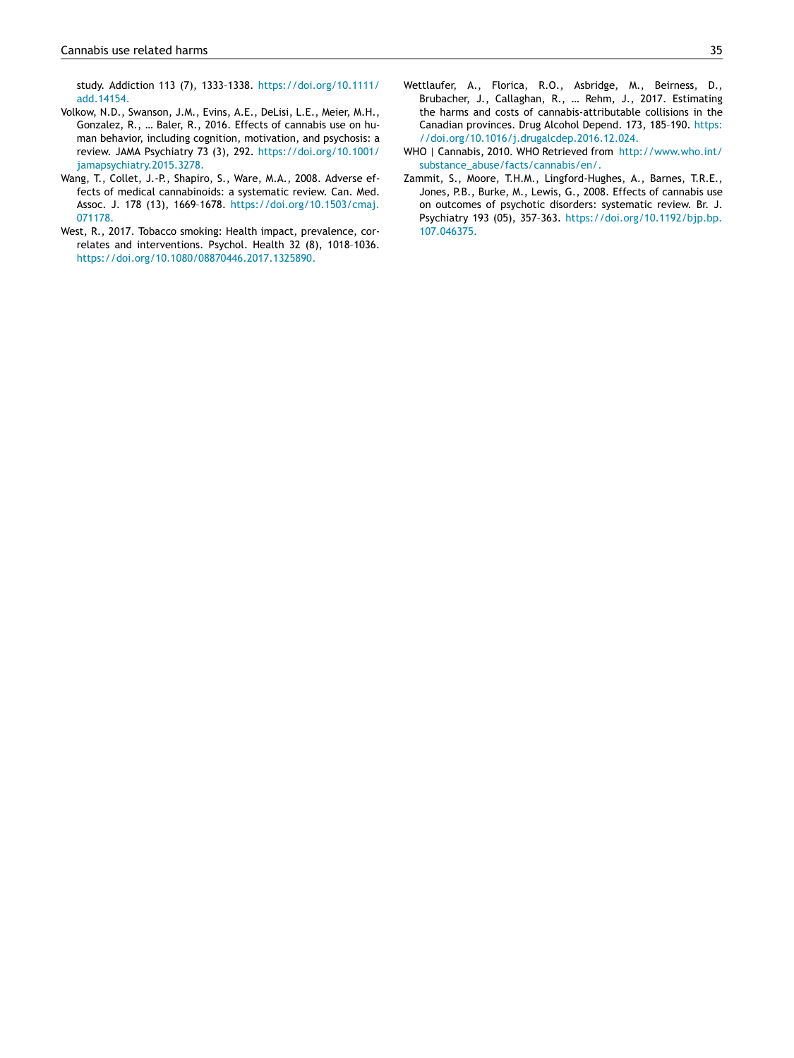study. Addiction 113 (7), 1333–1338. https://doi.org/10.1111/add.14154.

Volkow, N.D., Swanson, J.M., Evins, A.E., DeLisi, L.E., Meier, M.H., Gonzalez, R., ... Baler, R., 2016. Effects of cannabis use on human behavior, including cognition, motivation, and psychosis: a review. JAMA Psychiatry 73 (3), 292. https://doi.org/10.1001/jamapsychiatry.2015.3278.

Wang, T., Collet, J.-P., Shapiro, S., Ware, M.A., 2008. Adverse effects of medical cannabinoids: a systematic review. Can. Med. Assoc. J. 178 (13), 1669–1678. https://doi.org/10.1503/cmaj.071178.

West, R., 2017. Tobacco smoking: Health impact, prevalence, correlates and interventions. Psychol. Health 32 (8), 1018–1036. https://doi.org/10.1080/08870446.2017.1325890.

Wettlaufer, A., Florica, R.O., Asbridge, M., Beirness, D., Brubacher, J., Callaghan, R., ... Rehm, J., 2017. Estimating the harms and costs of cannabis-attributable collisions in the Canadian provinces. Drug Alcohol Depend. 173, 185–190. https://doi.org/10.1016/j.drugalcdep.2016.12.024.

WHO | Cannabis, 2010. WHO Retrieved from http://www.who.int/substance_abuse/facts/cannabis/en/.

Zammit, S., Moore, T.H.M., Lingford-Hughes, A., Barnes, T.R.E., Jones, P.B., Burke, M., Lewis, G., 2008. Effects of cannabis use on outcomes of psychotic disorders: systematic review. Br. J. Psychiatry 193 (05), 357–363. https://doi.org/10.1192/bjp.bp.107.046375.